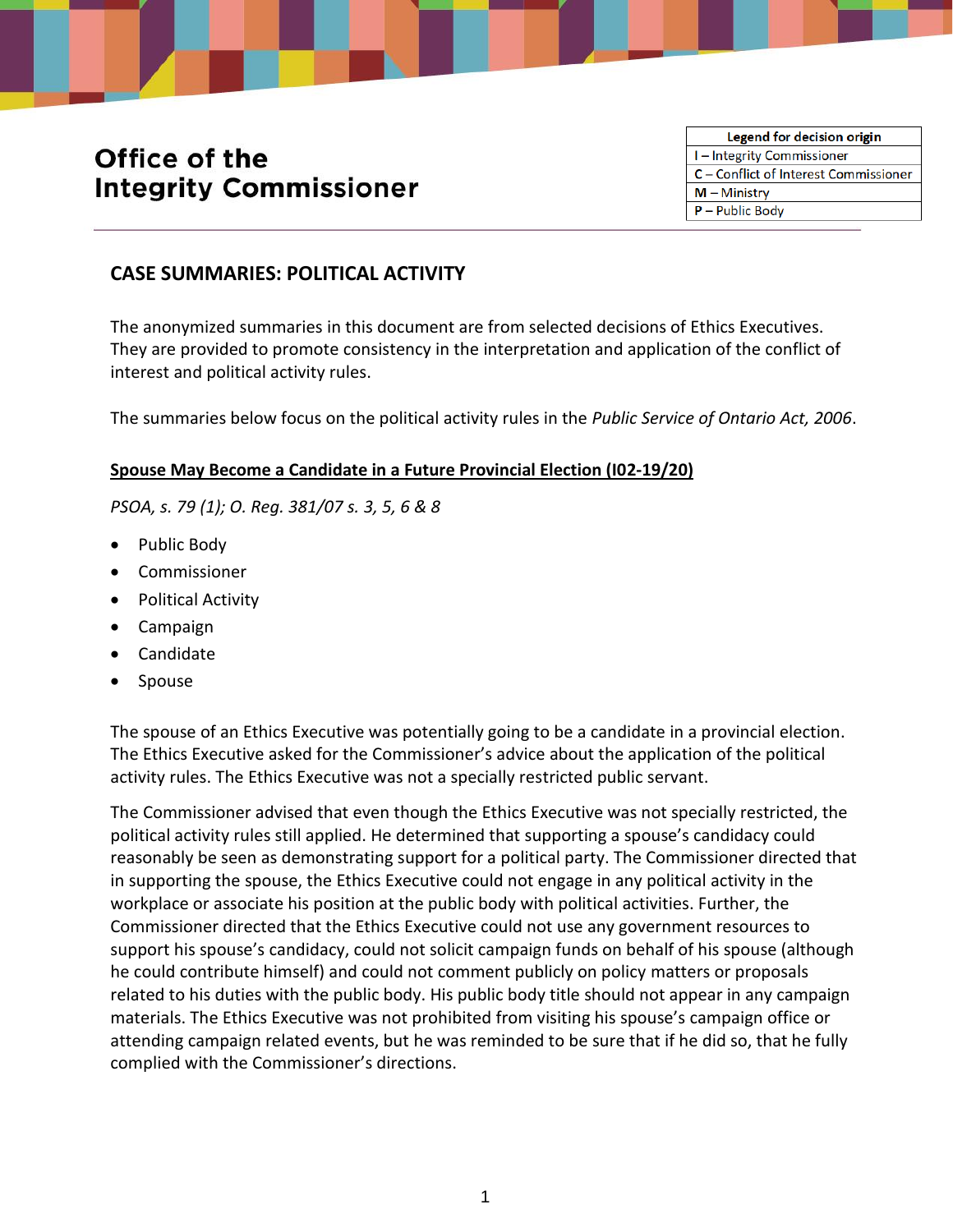# Office of the Integrity Commissioner

| Legend for decision origin |
|---|
| **I** – Integrity Commissioner |
| **C** – Conflict of Interest Commissioner |
| **M** – Ministry |
| **P** – Public Body |

## CASE SUMMARIES: POLITICAL ACTIVITY

The anonymized summaries in this document are from selected decisions of Ethics Executives. They are provided to promote consistency in the interpretation and application of the conflict of interest and political activity rules.

The summaries below focus on the political activity rules in the *Public Service of Ontario Act, 2006*.

### Spouse May Become a Candidate in a Future Provincial Election (I02-19/20)

*PSOA, s. 79 (1); O. Reg. 381/07 s. 3, 5, 6 & 8*

- Public Body
- Commissioner
- Political Activity
- Campaign
- Candidate
- Spouse

The spouse of an Ethics Executive was potentially going to be a candidate in a provincial election. The Ethics Executive asked for the Commissioner's advice about the application of the political activity rules. The Ethics Executive was not a specially restricted public servant.

The Commissioner advised that even though the Ethics Executive was not specially restricted, the political activity rules still applied. He determined that supporting a spouse's candidacy could reasonably be seen as demonstrating support for a political party. The Commissioner directed that in supporting the spouse, the Ethics Executive could not engage in any political activity in the workplace or associate his position at the public body with political activities. Further, the Commissioner directed that the Ethics Executive could not use any government resources to support his spouse's candidacy, could not solicit campaign funds on behalf of his spouse (although he could contribute himself) and could not comment publicly on policy matters or proposals related to his duties with the public body. His public body title should not appear in any campaign materials. The Ethics Executive was not prohibited from visiting his spouse's campaign office or attending campaign related events, but he was reminded to be sure that if he did so, that he fully complied with the Commissioner's directions.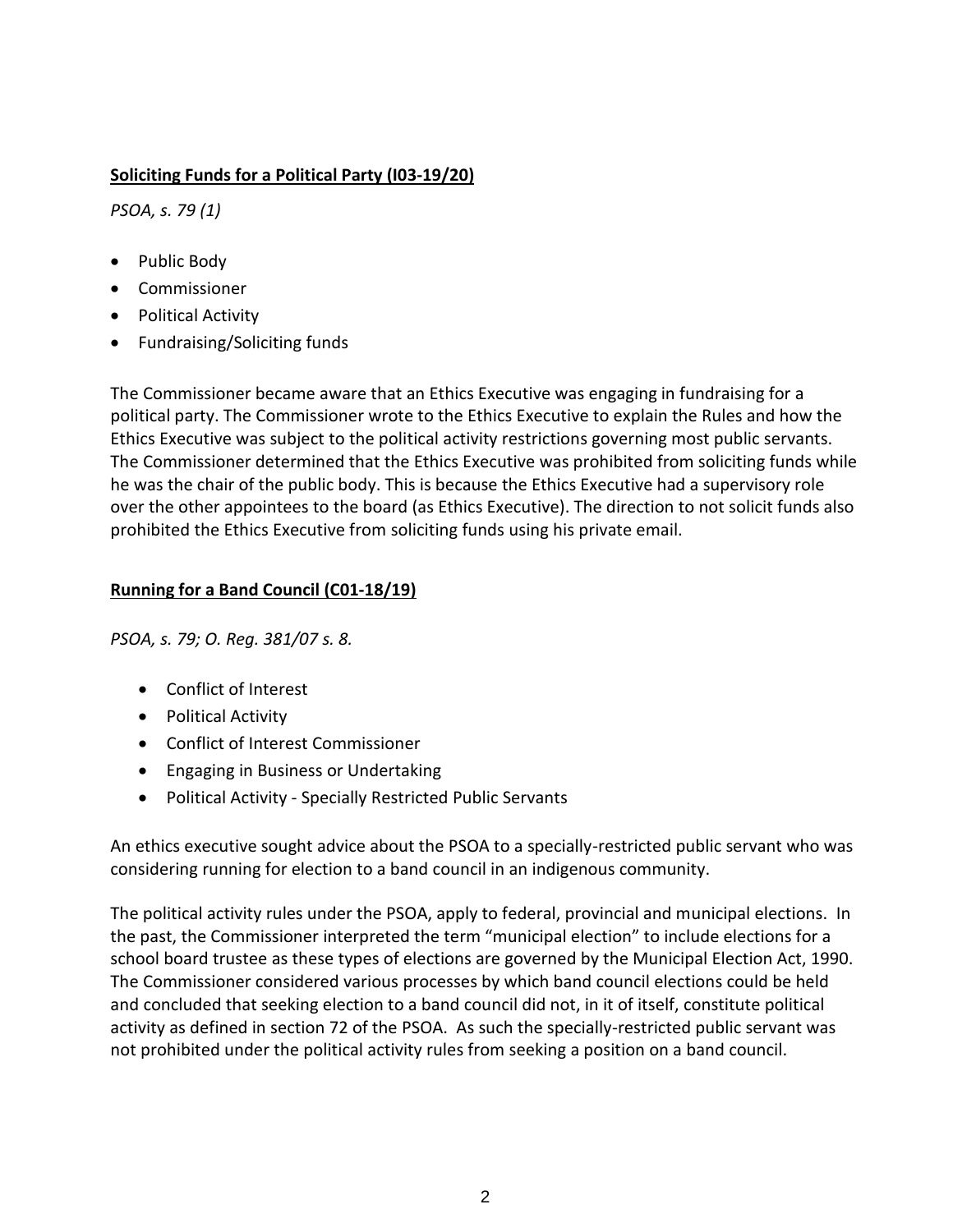**Soliciting Funds for a Political Party (I03-19/20)**

*PSOA, s. 79 (1)*

- Public Body
- Commissioner
- Political Activity
- Fundraising/Soliciting funds

The Commissioner became aware that an Ethics Executive was engaging in fundraising for a political party. The Commissioner wrote to the Ethics Executive to explain the Rules and how the Ethics Executive was subject to the political activity restrictions governing most public servants. The Commissioner determined that the Ethics Executive was prohibited from soliciting funds while he was the chair of the public body. This is because the Ethics Executive had a supervisory role over the other appointees to the board (as Ethics Executive). The direction to not solicit funds also prohibited the Ethics Executive from soliciting funds using his private email.

**Running for a Band Council (C01-18/19)**

*PSOA, s. 79; O. Reg. 381/07 s. 8.*

- Conflict of Interest
- Political Activity
- Conflict of Interest Commissioner
- Engaging in Business or Undertaking
- Political Activity - Specially Restricted Public Servants

An ethics executive sought advice about the PSOA to a specially-restricted public servant who was considering running for election to a band council in an indigenous community.

The political activity rules under the PSOA, apply to federal, provincial and municipal elections. In the past, the Commissioner interpreted the term "municipal election" to include elections for a school board trustee as these types of elections are governed by the Municipal Election Act, 1990. The Commissioner considered various processes by which band council elections could be held and concluded that seeking election to a band council did not, in it of itself, constitute political activity as defined in section 72 of the PSOA. As such the specially-restricted public servant was not prohibited under the political activity rules from seeking a position on a band council.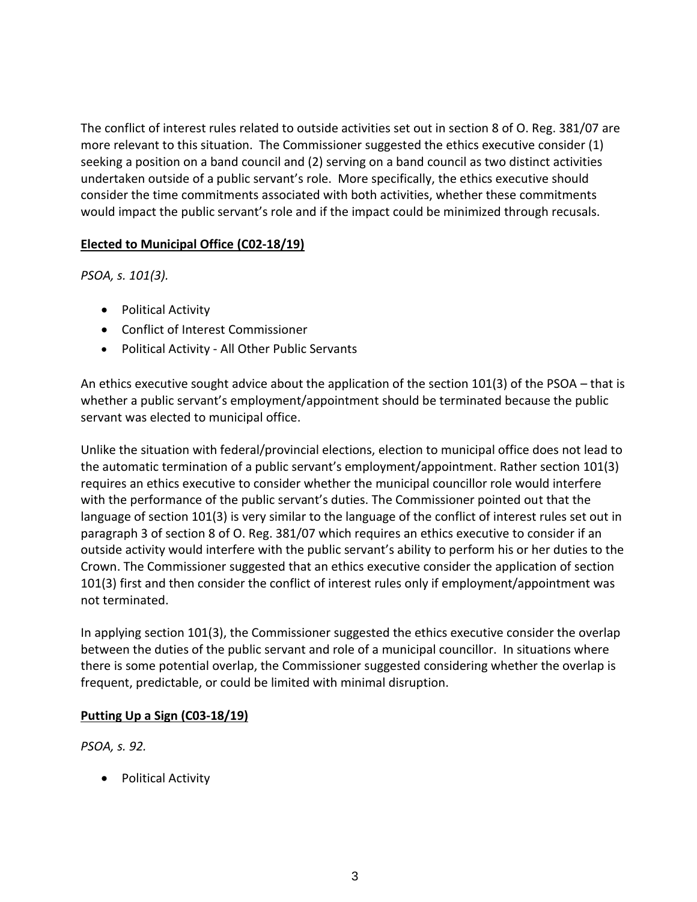The conflict of interest rules related to outside activities set out in section 8 of O. Reg. 381/07 are more relevant to this situation. The Commissioner suggested the ethics executive consider (1) seeking a position on a band council and (2) serving on a band council as two distinct activities undertaken outside of a public servant's role. More specifically, the ethics executive should consider the time commitments associated with both activities, whether these commitments would impact the public servant's role and if the impact could be minimized through recusals.

**Elected to Municipal Office (C02-18/19)**

*PSOA, s. 101(3).*

- Political Activity
- Conflict of Interest Commissioner
- Political Activity - All Other Public Servants

An ethics executive sought advice about the application of the section 101(3) of the PSOA – that is whether a public servant's employment/appointment should be terminated because the public servant was elected to municipal office.

Unlike the situation with federal/provincial elections, election to municipal office does not lead to the automatic termination of a public servant's employment/appointment. Rather section 101(3) requires an ethics executive to consider whether the municipal councillor role would interfere with the performance of the public servant's duties. The Commissioner pointed out that the language of section 101(3) is very similar to the language of the conflict of interest rules set out in paragraph 3 of section 8 of O. Reg. 381/07 which requires an ethics executive to consider if an outside activity would interfere with the public servant's ability to perform his or her duties to the Crown. The Commissioner suggested that an ethics executive consider the application of section 101(3) first and then consider the conflict of interest rules only if employment/appointment was not terminated.

In applying section 101(3), the Commissioner suggested the ethics executive consider the overlap between the duties of the public servant and role of a municipal councillor. In situations where there is some potential overlap, the Commissioner suggested considering whether the overlap is frequent, predictable, or could be limited with minimal disruption.

**Putting Up a Sign (C03-18/19)**

*PSOA, s. 92.*

- Political Activity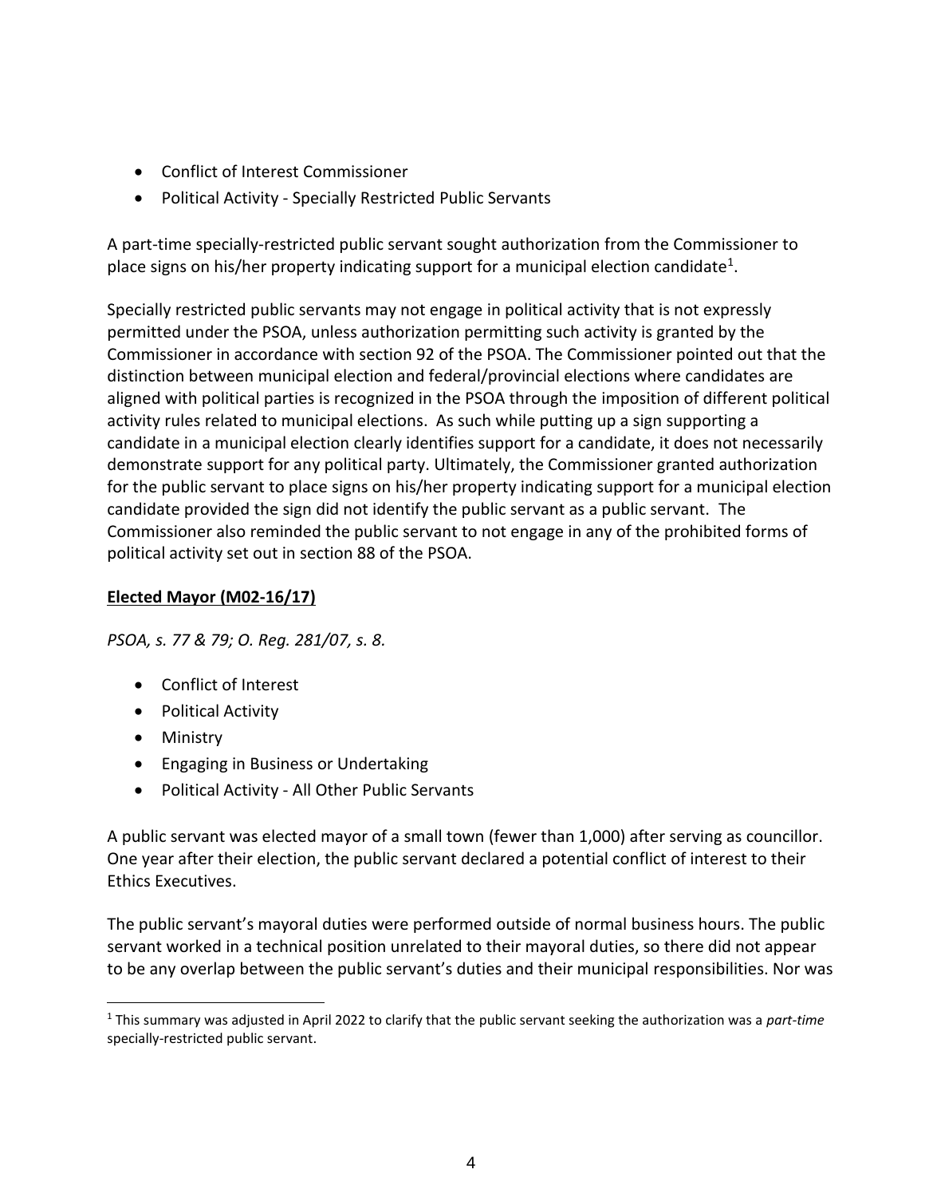- Conflict of Interest Commissioner
- Political Activity - Specially Restricted Public Servants

A part-time specially-restricted public servant sought authorization from the Commissioner to place signs on his/her property indicating support for a municipal election candidate[1].

Specially restricted public servants may not engage in political activity that is not expressly permitted under the PSOA, unless authorization permitting such activity is granted by the Commissioner in accordance with section 92 of the PSOA. The Commissioner pointed out that the distinction between municipal election and federal/provincial elections where candidates are aligned with political parties is recognized in the PSOA through the imposition of different political activity rules related to municipal elections. As such while putting up a sign supporting a candidate in a municipal election clearly identifies support for a candidate, it does not necessarily demonstrate support for any political party. Ultimately, the Commissioner granted authorization for the public servant to place signs on his/her property indicating support for a municipal election candidate provided the sign did not identify the public servant as a public servant. The Commissioner also reminded the public servant to not engage in any of the prohibited forms of political activity set out in section 88 of the PSOA.

**<u>Elected Mayor (M02-16/17)</u>**

*PSOA, s. 77 & 79; O. Reg. 281/07, s. 8.*

- Conflict of Interest
- Political Activity
- Ministry
- Engaging in Business or Undertaking
- Political Activity - All Other Public Servants

A public servant was elected mayor of a small town (fewer than 1,000) after serving as councillor. One year after their election, the public servant declared a potential conflict of interest to their Ethics Executives.

The public servant's mayoral duties were performed outside of normal business hours. The public servant worked in a technical position unrelated to their mayoral duties, so there did not appear to be any overlap between the public servant's duties and their municipal responsibilities. Nor was

[1] This summary was adjusted in April 2022 to clarify that the public servant seeking the authorization was a *part-time* specially-restricted public servant.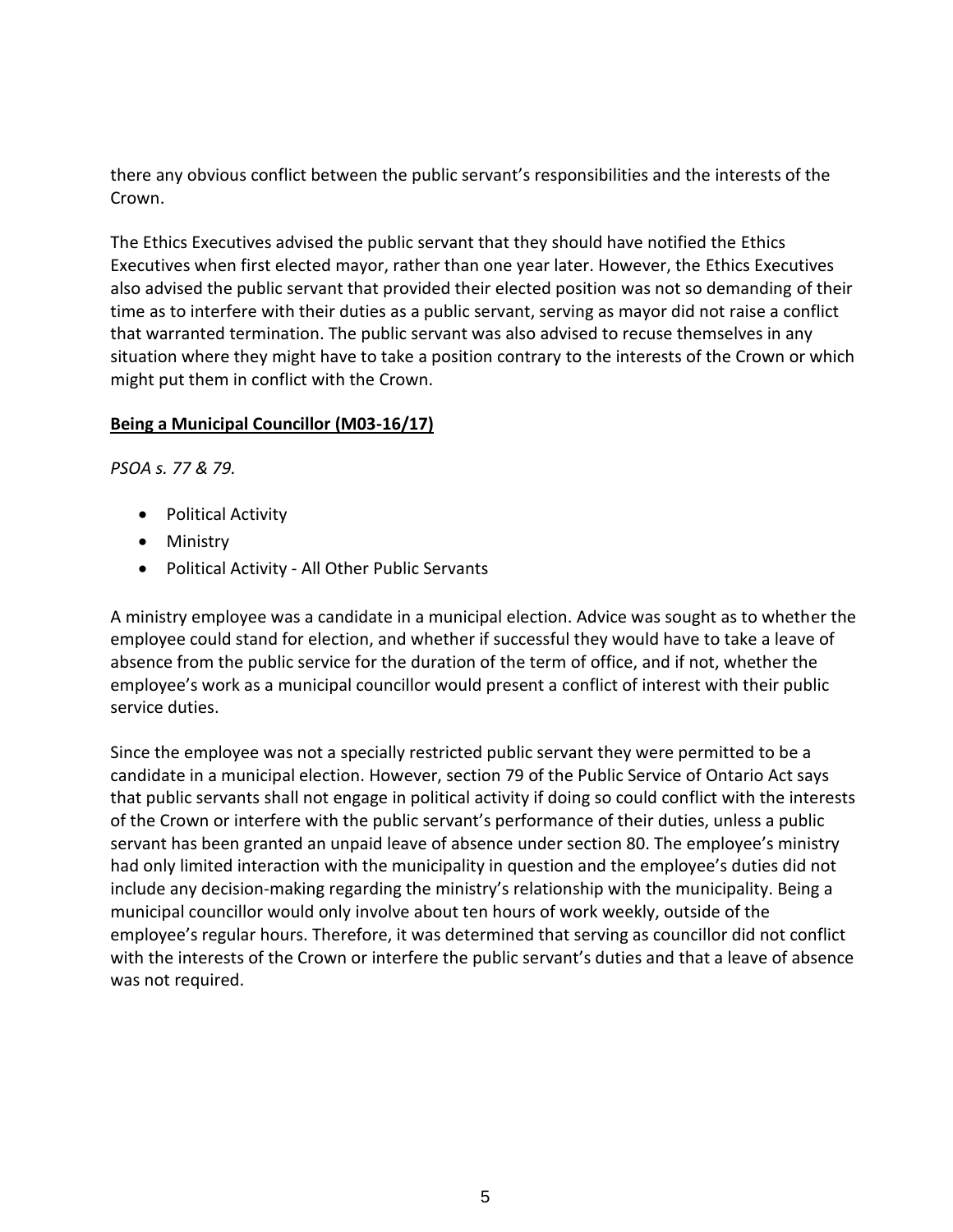there any obvious conflict between the public servant's responsibilities and the interests of the Crown.

The Ethics Executives advised the public servant that they should have notified the Ethics Executives when first elected mayor, rather than one year later. However, the Ethics Executives also advised the public servant that provided their elected position was not so demanding of their time as to interfere with their duties as a public servant, serving as mayor did not raise a conflict that warranted termination. The public servant was also advised to recuse themselves in any situation where they might have to take a position contrary to the interests of the Crown or which might put them in conflict with the Crown.

**Being a Municipal Councillor (M03-16/17)**

*PSOA s. 77 & 79.*

- Political Activity
- Ministry
- Political Activity - All Other Public Servants

A ministry employee was a candidate in a municipal election. Advice was sought as to whether the employee could stand for election, and whether if successful they would have to take a leave of absence from the public service for the duration of the term of office, and if not, whether the employee's work as a municipal councillor would present a conflict of interest with their public service duties.

Since the employee was not a specially restricted public servant they were permitted to be a candidate in a municipal election. However, section 79 of the Public Service of Ontario Act says that public servants shall not engage in political activity if doing so could conflict with the interests of the Crown or interfere with the public servant's performance of their duties, unless a public servant has been granted an unpaid leave of absence under section 80. The employee's ministry had only limited interaction with the municipality in question and the employee's duties did not include any decision-making regarding the ministry's relationship with the municipality. Being a municipal councillor would only involve about ten hours of work weekly, outside of the employee's regular hours. Therefore, it was determined that serving as councillor did not conflict with the interests of the Crown or interfere the public servant's duties and that a leave of absence was not required.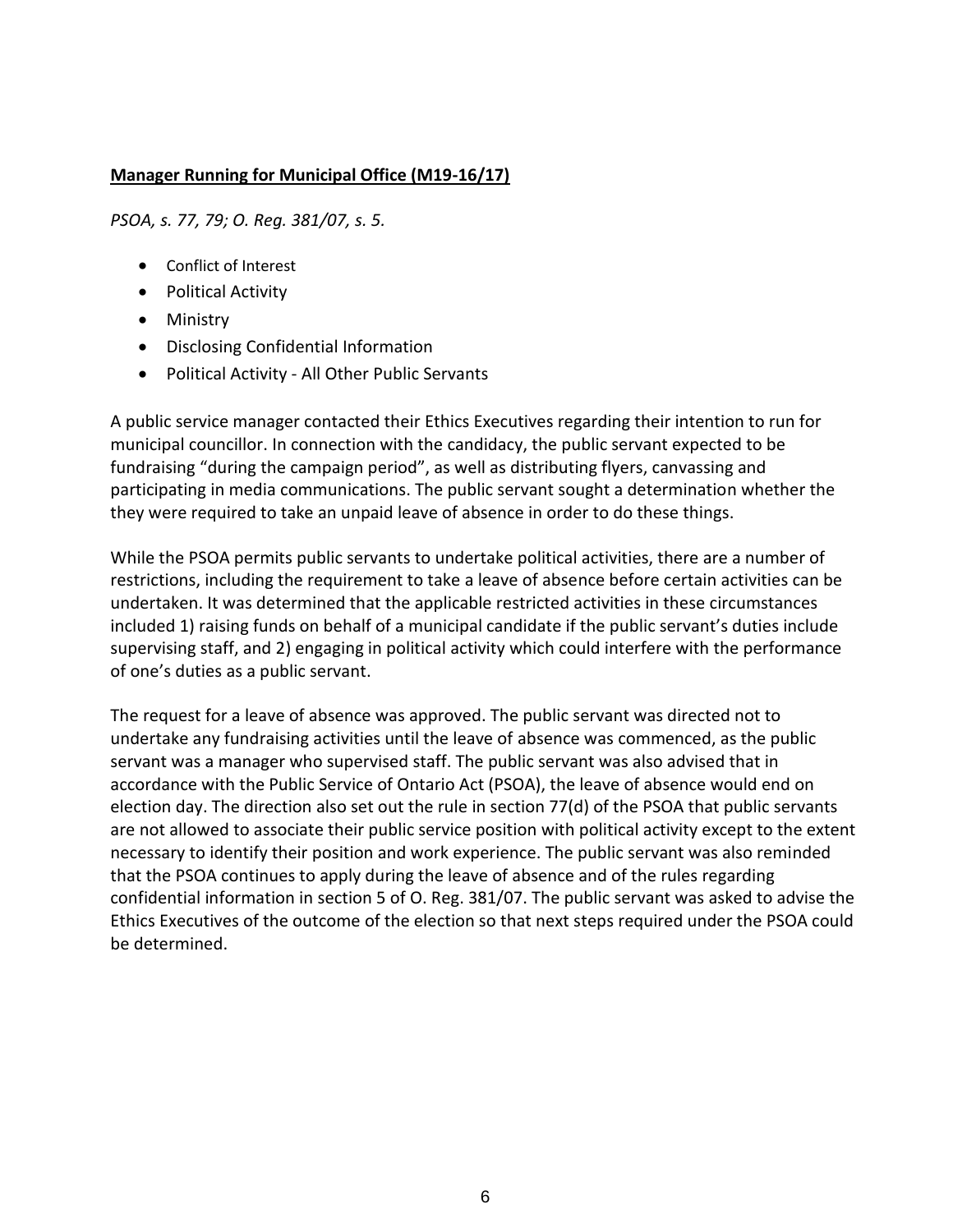**Manager Running for Municipal Office (M19-16/17)**

*PSOA, s. 77, 79; O. Reg. 381/07, s. 5.*

- Conflict of Interest
- Political Activity
- Ministry
- Disclosing Confidential Information
- Political Activity - All Other Public Servants

A public service manager contacted their Ethics Executives regarding their intention to run for municipal councillor. In connection with the candidacy, the public servant expected to be fundraising "during the campaign period", as well as distributing flyers, canvassing and participating in media communications. The public servant sought a determination whether the they were required to take an unpaid leave of absence in order to do these things.

While the PSOA permits public servants to undertake political activities, there are a number of restrictions, including the requirement to take a leave of absence before certain activities can be undertaken. It was determined that the applicable restricted activities in these circumstances included 1) raising funds on behalf of a municipal candidate if the public servant's duties include supervising staff, and 2) engaging in political activity which could interfere with the performance of one's duties as a public servant.

The request for a leave of absence was approved. The public servant was directed not to undertake any fundraising activities until the leave of absence was commenced, as the public servant was a manager who supervised staff. The public servant was also advised that in accordance with the Public Service of Ontario Act (PSOA), the leave of absence would end on election day. The direction also set out the rule in section 77(d) of the PSOA that public servants are not allowed to associate their public service position with political activity except to the extent necessary to identify their position and work experience. The public servant was also reminded that the PSOA continues to apply during the leave of absence and of the rules regarding confidential information in section 5 of O. Reg. 381/07. The public servant was asked to advise the Ethics Executives of the outcome of the election so that next steps required under the PSOA could be determined.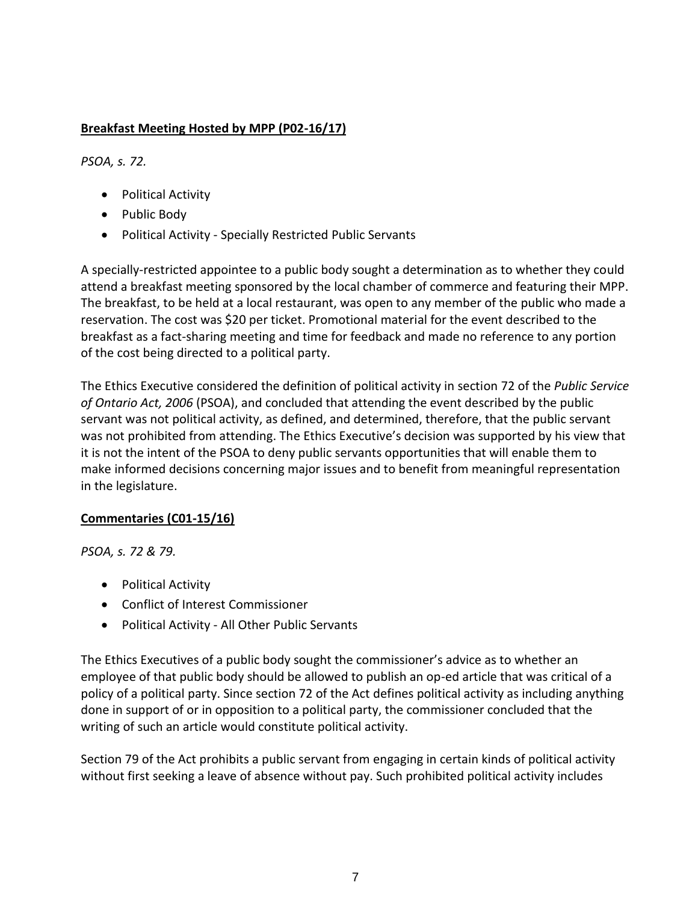**Breakfast Meeting Hosted by MPP (P02-16/17)**

*PSOA, s. 72.*

- Political Activity
- Public Body
- Political Activity - Specially Restricted Public Servants

A specially-restricted appointee to a public body sought a determination as to whether they could attend a breakfast meeting sponsored by the local chamber of commerce and featuring their MPP. The breakfast, to be held at a local restaurant, was open to any member of the public who made a reservation. The cost was $20 per ticket. Promotional material for the event described to the breakfast as a fact-sharing meeting and time for feedback and made no reference to any portion of the cost being directed to a political party.

The Ethics Executive considered the definition of political activity in section 72 of the *Public Service of Ontario Act, 2006* (PSOA), and concluded that attending the event described by the public servant was not political activity, as defined, and determined, therefore, that the public servant was not prohibited from attending. The Ethics Executive's decision was supported by his view that it is not the intent of the PSOA to deny public servants opportunities that will enable them to make informed decisions concerning major issues and to benefit from meaningful representation in the legislature.

**Commentaries (C01-15/16)**

*PSOA, s. 72 & 79.*

- Political Activity
- Conflict of Interest Commissioner
- Political Activity - All Other Public Servants

The Ethics Executives of a public body sought the commissioner's advice as to whether an employee of that public body should be allowed to publish an op-ed article that was critical of a policy of a political party. Since section 72 of the Act defines political activity as including anything done in support of or in opposition to a political party, the commissioner concluded that the writing of such an article would constitute political activity.

Section 79 of the Act prohibits a public servant from engaging in certain kinds of political activity without first seeking a leave of absence without pay. Such prohibited political activity includes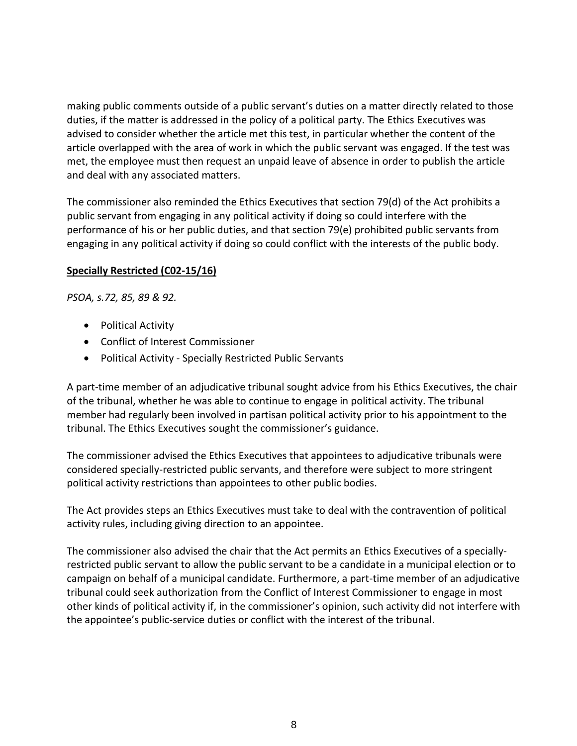making public comments outside of a public servant's duties on a matter directly related to those duties, if the matter is addressed in the policy of a political party. The Ethics Executives was advised to consider whether the article met this test, in particular whether the content of the article overlapped with the area of work in which the public servant was engaged. If the test was met, the employee must then request an unpaid leave of absence in order to publish the article and deal with any associated matters.

The commissioner also reminded the Ethics Executives that section 79(d) of the Act prohibits a public servant from engaging in any political activity if doing so could interfere with the performance of his or her public duties, and that section 79(e) prohibited public servants from engaging in any political activity if doing so could conflict with the interests of the public body.

**Specially Restricted (C02-15/16)**

*PSOA, s.72, 85, 89 & 92.*

- Political Activity
- Conflict of Interest Commissioner
- Political Activity - Specially Restricted Public Servants

A part-time member of an adjudicative tribunal sought advice from his Ethics Executives, the chair of the tribunal, whether he was able to continue to engage in political activity. The tribunal member had regularly been involved in partisan political activity prior to his appointment to the tribunal. The Ethics Executives sought the commissioner's guidance.

The commissioner advised the Ethics Executives that appointees to adjudicative tribunals were considered specially-restricted public servants, and therefore were subject to more stringent political activity restrictions than appointees to other public bodies.

The Act provides steps an Ethics Executives must take to deal with the contravention of political activity rules, including giving direction to an appointee.

The commissioner also advised the chair that the Act permits an Ethics Executives of a specially-restricted public servant to allow the public servant to be a candidate in a municipal election or to campaign on behalf of a municipal candidate. Furthermore, a part-time member of an adjudicative tribunal could seek authorization from the Conflict of Interest Commissioner to engage in most other kinds of political activity if, in the commissioner's opinion, such activity did not interfere with the appointee's public-service duties or conflict with the interest of the tribunal.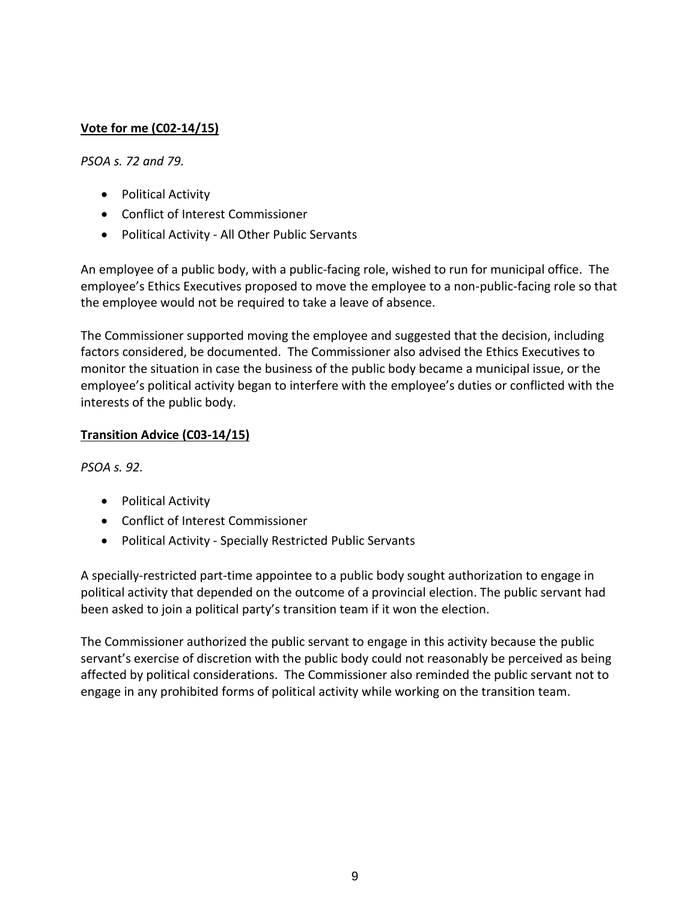**<u>Vote for me (C02-14/15)</u>**

*PSOA s. 72 and 79.*

- Political Activity
- Conflict of Interest Commissioner
- Political Activity - All Other Public Servants

An employee of a public body, with a public-facing role, wished to run for municipal office. The employee's Ethics Executives proposed to move the employee to a non-public-facing role so that the employee would not be required to take a leave of absence.

The Commissioner supported moving the employee and suggested that the decision, including factors considered, be documented. The Commissioner also advised the Ethics Executives to monitor the situation in case the business of the public body became a municipal issue, or the employee's political activity began to interfere with the employee's duties or conflicted with the interests of the public body.

**<u>Transition Advice (C03-14/15)</u>**

*PSOA s. 92.*

- Political Activity
- Conflict of Interest Commissioner
- Political Activity - Specially Restricted Public Servants

A specially-restricted part-time appointee to a public body sought authorization to engage in political activity that depended on the outcome of a provincial election. The public servant had been asked to join a political party's transition team if it won the election.

The Commissioner authorized the public servant to engage in this activity because the public servant's exercise of discretion with the public body could not reasonably be perceived as being affected by political considerations. The Commissioner also reminded the public servant not to engage in any prohibited forms of political activity while working on the transition team.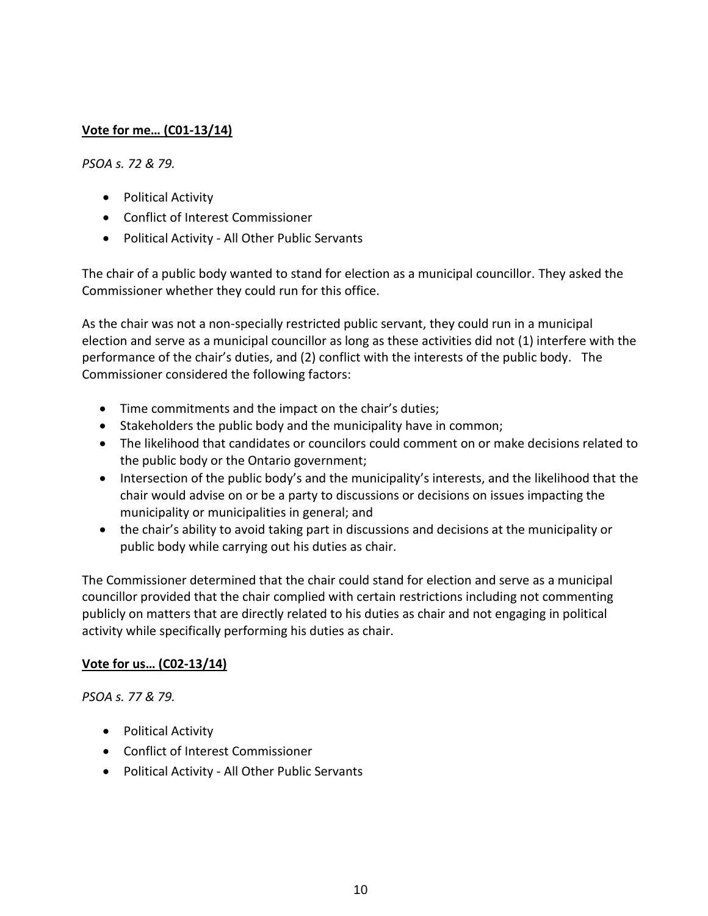**Vote for me… (C01-13/14)**

*PSOA s. 72 & 79.*

- Political Activity
- Conflict of Interest Commissioner
- Political Activity - All Other Public Servants

The chair of a public body wanted to stand for election as a municipal councillor. They asked the Commissioner whether they could run for this office.

As the chair was not a non-specially restricted public servant, they could run in a municipal election and serve as a municipal councillor as long as these activities did not (1) interfere with the performance of the chair's duties, and (2) conflict with the interests of the public body. The Commissioner considered the following factors:

- Time commitments and the impact on the chair's duties;
- Stakeholders the public body and the municipality have in common;
- The likelihood that candidates or councilors could comment on or make decisions related to the public body or the Ontario government;
- Intersection of the public body's and the municipality's interests, and the likelihood that the chair would advise on or be a party to discussions or decisions on issues impacting the municipality or municipalities in general; and
- the chair's ability to avoid taking part in discussions and decisions at the municipality or public body while carrying out his duties as chair.

The Commissioner determined that the chair could stand for election and serve as a municipal councillor provided that the chair complied with certain restrictions including not commenting publicly on matters that are directly related to his duties as chair and not engaging in political activity while specifically performing his duties as chair.

**Vote for us… (C02-13/14)**

*PSOA s. 77 & 79.*

- Political Activity
- Conflict of Interest Commissioner
- Political Activity - All Other Public Servants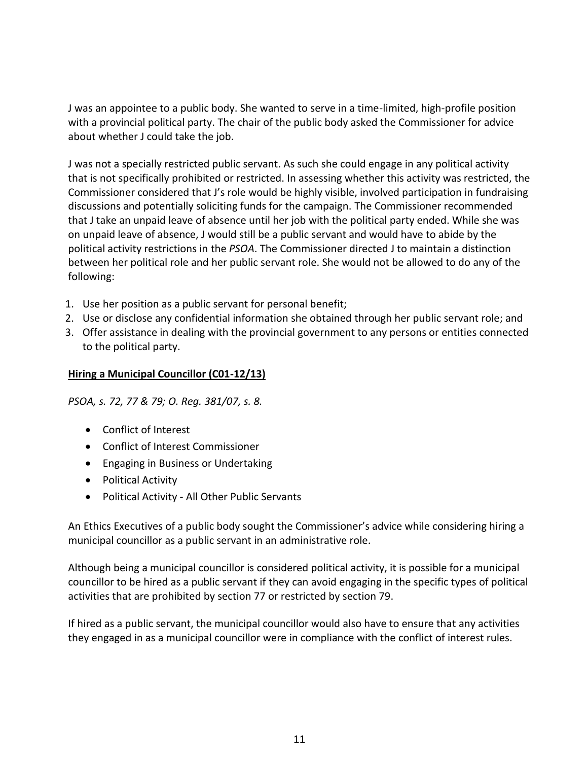J was an appointee to a public body. She wanted to serve in a time-limited, high-profile position with a provincial political party. The chair of the public body asked the Commissioner for advice about whether J could take the job.

J was not a specially restricted public servant. As such she could engage in any political activity that is not specifically prohibited or restricted. In assessing whether this activity was restricted, the Commissioner considered that J's role would be highly visible, involved participation in fundraising discussions and potentially soliciting funds for the campaign. The Commissioner recommended that J take an unpaid leave of absence until her job with the political party ended. While she was on unpaid leave of absence, J would still be a public servant and would have to abide by the political activity restrictions in the *PSOA*. The Commissioner directed J to maintain a distinction between her political role and her public servant role. She would not be allowed to do any of the following:

1. Use her position as a public servant for personal benefit;
2. Use or disclose any confidential information she obtained through her public servant role; and
3. Offer assistance in dealing with the provincial government to any persons or entities connected to the political party.

## Hiring a Municipal Councillor (C01-12/13)

*PSOA, s. 72, 77 & 79; O. Reg. 381/07, s. 8.*

- Conflict of Interest
- Conflict of Interest Commissioner
- Engaging in Business or Undertaking
- Political Activity
- Political Activity - All Other Public Servants

An Ethics Executives of a public body sought the Commissioner's advice while considering hiring a municipal councillor as a public servant in an administrative role.

Although being a municipal councillor is considered political activity, it is possible for a municipal councillor to be hired as a public servant if they can avoid engaging in the specific types of political activities that are prohibited by section 77 or restricted by section 79.

If hired as a public servant, the municipal councillor would also have to ensure that any activities they engaged in as a municipal councillor were in compliance with the conflict of interest rules.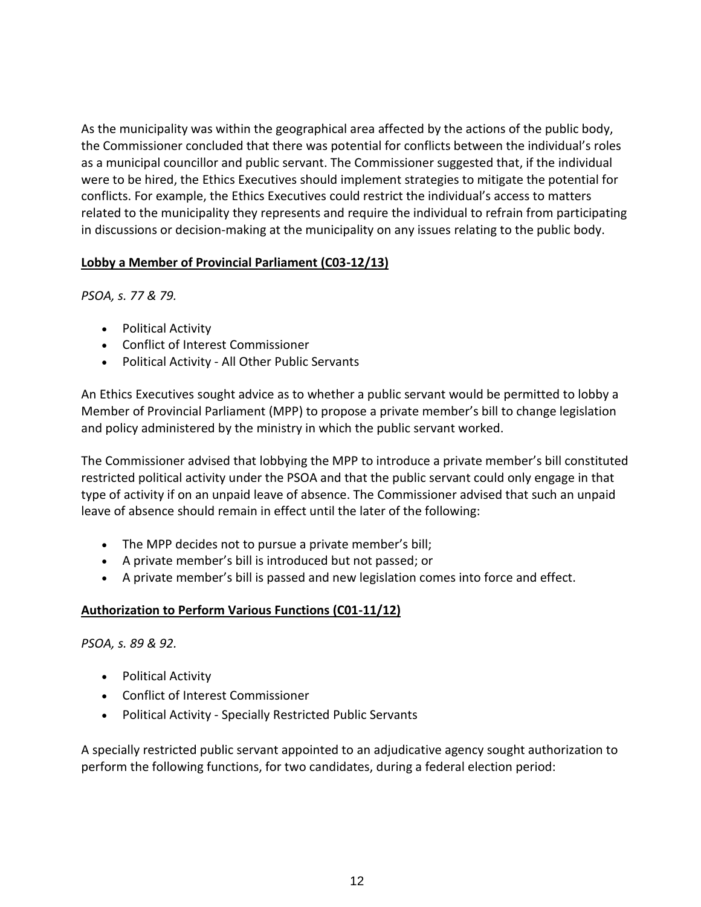As the municipality was within the geographical area affected by the actions of the public body, the Commissioner concluded that there was potential for conflicts between the individual's roles as a municipal councillor and public servant. The Commissioner suggested that, if the individual were to be hired, the Ethics Executives should implement strategies to mitigate the potential for conflicts. For example, the Ethics Executives could restrict the individual's access to matters related to the municipality they represents and require the individual to refrain from participating in discussions or decision-making at the municipality on any issues relating to the public body.

**Lobby a Member of Provincial Parliament (C03-12/13)**

*PSOA, s. 77 & 79.*

- Political Activity
- Conflict of Interest Commissioner
- Political Activity - All Other Public Servants

An Ethics Executives sought advice as to whether a public servant would be permitted to lobby a Member of Provincial Parliament (MPP) to propose a private member's bill to change legislation and policy administered by the ministry in which the public servant worked.

The Commissioner advised that lobbying the MPP to introduce a private member's bill constituted restricted political activity under the PSOA and that the public servant could only engage in that type of activity if on an unpaid leave of absence. The Commissioner advised that such an unpaid leave of absence should remain in effect until the later of the following:

- The MPP decides not to pursue a private member's bill;
- A private member's bill is introduced but not passed; or
- A private member's bill is passed and new legislation comes into force and effect.

**Authorization to Perform Various Functions (C01-11/12)**

*PSOA, s. 89 & 92.*

- Political Activity
- Conflict of Interest Commissioner
- Political Activity - Specially Restricted Public Servants

A specially restricted public servant appointed to an adjudicative agency sought authorization to perform the following functions, for two candidates, during a federal election period: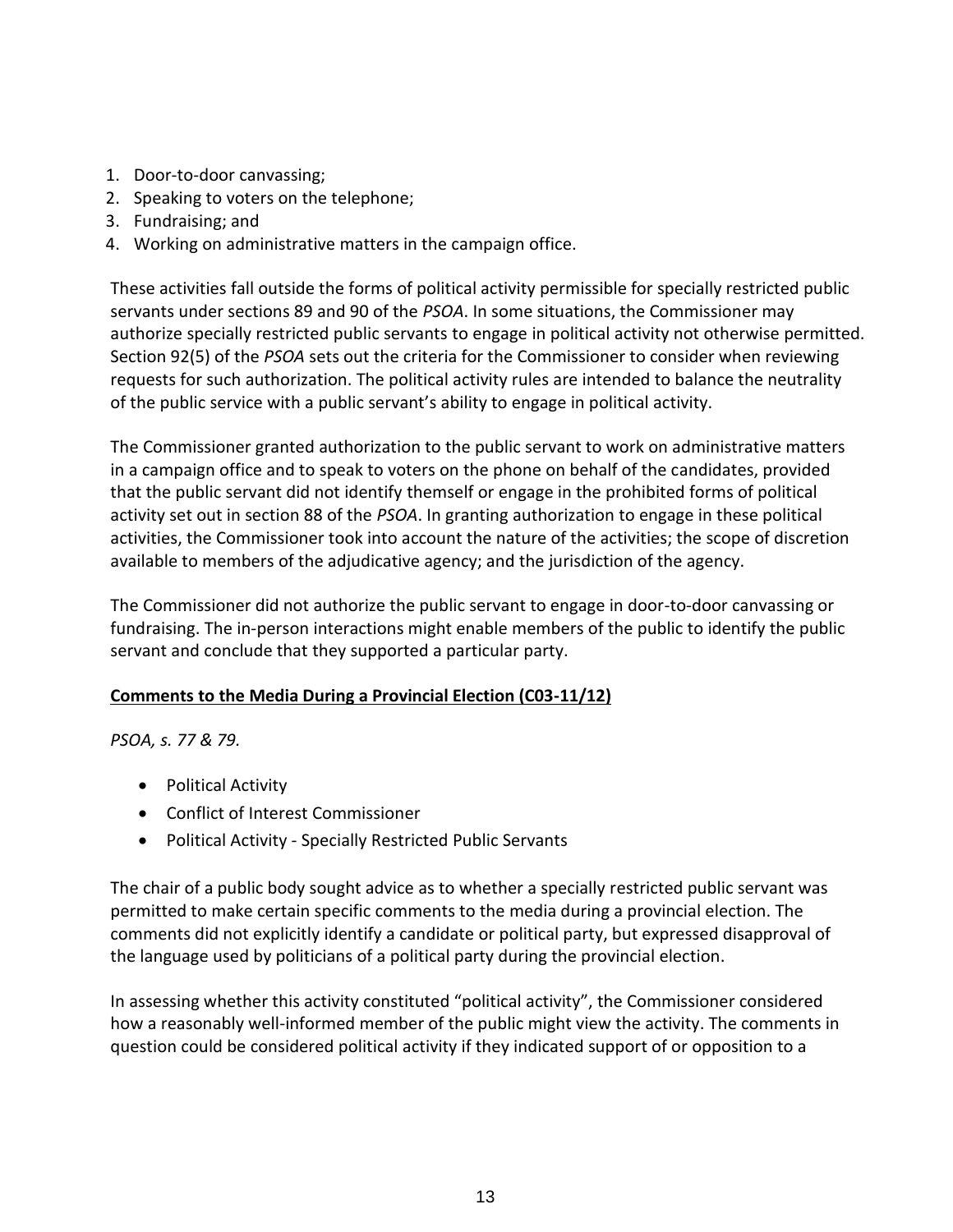1. Door-to-door canvassing;
2. Speaking to voters on the telephone;
3. Fundraising; and
4. Working on administrative matters in the campaign office.

These activities fall outside the forms of political activity permissible for specially restricted public servants under sections 89 and 90 of the *PSOA*. In some situations, the Commissioner may authorize specially restricted public servants to engage in political activity not otherwise permitted. Section 92(5) of the *PSOA* sets out the criteria for the Commissioner to consider when reviewing requests for such authorization. The political activity rules are intended to balance the neutrality of the public service with a public servant's ability to engage in political activity.

The Commissioner granted authorization to the public servant to work on administrative matters in a campaign office and to speak to voters on the phone on behalf of the candidates, provided that the public servant did not identify themself or engage in the prohibited forms of political activity set out in section 88 of the *PSOA*. In granting authorization to engage in these political activities, the Commissioner took into account the nature of the activities; the scope of discretion available to members of the adjudicative agency; and the jurisdiction of the agency.

The Commissioner did not authorize the public servant to engage in door-to-door canvassing or fundraising. The in-person interactions might enable members of the public to identify the public servant and conclude that they supported a particular party.

**Comments to the Media During a Provincial Election (C03-11/12)**

*PSOA, s. 77 & 79.*

- Political Activity
- Conflict of Interest Commissioner
- Political Activity - Specially Restricted Public Servants

The chair of a public body sought advice as to whether a specially restricted public servant was permitted to make certain specific comments to the media during a provincial election. The comments did not explicitly identify a candidate or political party, but expressed disapproval of the language used by politicians of a political party during the provincial election.

In assessing whether this activity constituted "political activity", the Commissioner considered how a reasonably well-informed member of the public might view the activity. The comments in question could be considered political activity if they indicated support of or opposition to a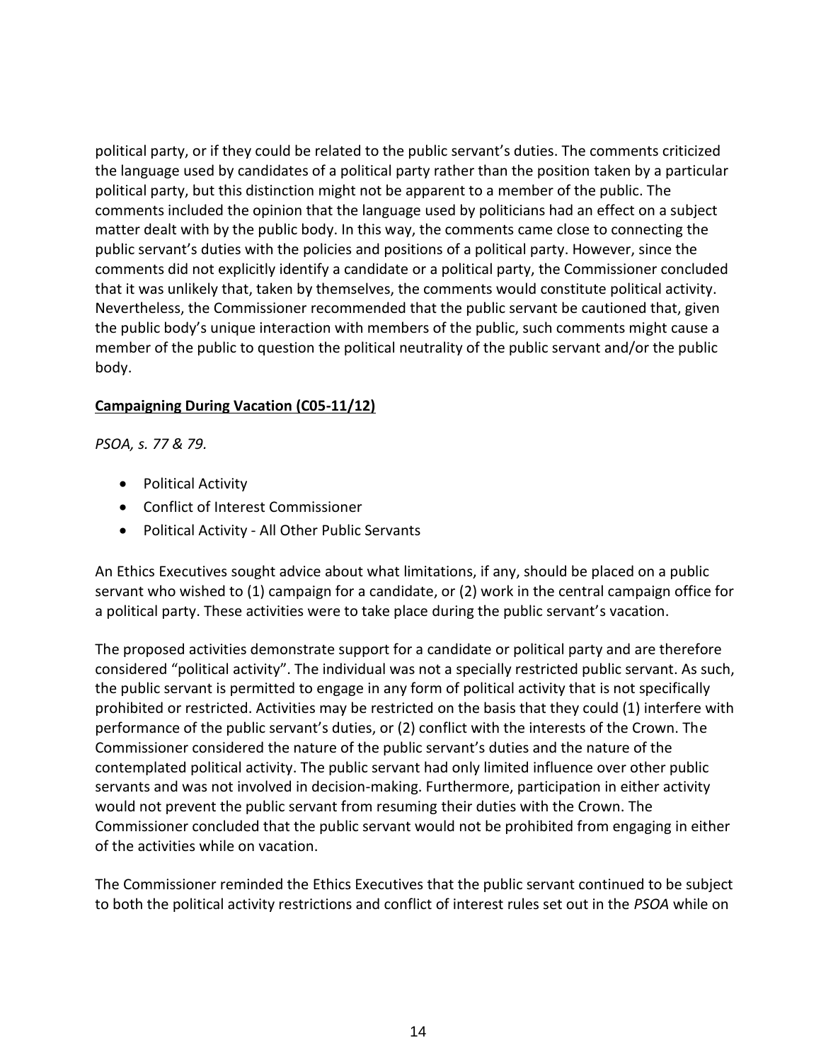political party, or if they could be related to the public servant's duties. The comments criticized the language used by candidates of a political party rather than the position taken by a particular political party, but this distinction might not be apparent to a member of the public. The comments included the opinion that the language used by politicians had an effect on a subject matter dealt with by the public body. In this way, the comments came close to connecting the public servant's duties with the policies and positions of a political party. However, since the comments did not explicitly identify a candidate or a political party, the Commissioner concluded that it was unlikely that, taken by themselves, the comments would constitute political activity. Nevertheless, the Commissioner recommended that the public servant be cautioned that, given the public body's unique interaction with members of the public, such comments might cause a member of the public to question the political neutrality of the public servant and/or the public body.

**Campaigning During Vacation (C05-11/12)**

*PSOA, s. 77 & 79.*

- Political Activity
- Conflict of Interest Commissioner
- Political Activity - All Other Public Servants

An Ethics Executives sought advice about what limitations, if any, should be placed on a public servant who wished to (1) campaign for a candidate, or (2) work in the central campaign office for a political party. These activities were to take place during the public servant's vacation.

The proposed activities demonstrate support for a candidate or political party and are therefore considered "political activity". The individual was not a specially restricted public servant. As such, the public servant is permitted to engage in any form of political activity that is not specifically prohibited or restricted. Activities may be restricted on the basis that they could (1) interfere with performance of the public servant's duties, or (2) conflict with the interests of the Crown. The Commissioner considered the nature of the public servant's duties and the nature of the contemplated political activity. The public servant had only limited influence over other public servants and was not involved in decision-making. Furthermore, participation in either activity would not prevent the public servant from resuming their duties with the Crown. The Commissioner concluded that the public servant would not be prohibited from engaging in either of the activities while on vacation.

The Commissioner reminded the Ethics Executives that the public servant continued to be subject to both the political activity restrictions and conflict of interest rules set out in the *PSOA* while on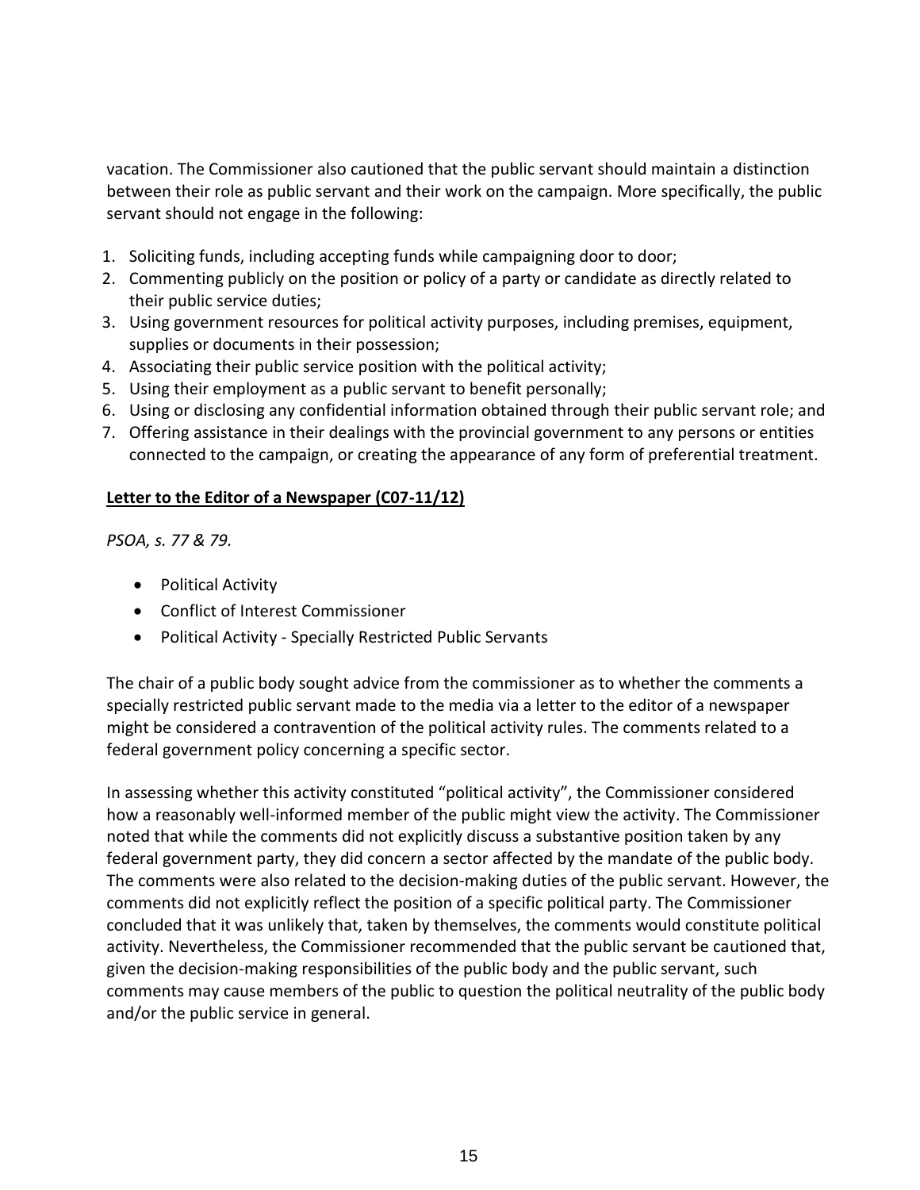vacation. The Commissioner also cautioned that the public servant should maintain a distinction between their role as public servant and their work on the campaign. More specifically, the public servant should not engage in the following:

1. Soliciting funds, including accepting funds while campaigning door to door;
2. Commenting publicly on the position or policy of a party or candidate as directly related to their public service duties;
3. Using government resources for political activity purposes, including premises, equipment, supplies or documents in their possession;
4. Associating their public service position with the political activity;
5. Using their employment as a public servant to benefit personally;
6. Using or disclosing any confidential information obtained through their public servant role; and
7. Offering assistance in their dealings with the provincial government to any persons or entities connected to the campaign, or creating the appearance of any form of preferential treatment.

**Letter to the Editor of a Newspaper (C07-11/12)**

*PSOA, s. 77 & 79.*

- Political Activity
- Conflict of Interest Commissioner
- Political Activity - Specially Restricted Public Servants

The chair of a public body sought advice from the commissioner as to whether the comments a specially restricted public servant made to the media via a letter to the editor of a newspaper might be considered a contravention of the political activity rules. The comments related to a federal government policy concerning a specific sector.

In assessing whether this activity constituted "political activity", the Commissioner considered how a reasonably well-informed member of the public might view the activity. The Commissioner noted that while the comments did not explicitly discuss a substantive position taken by any federal government party, they did concern a sector affected by the mandate of the public body. The comments were also related to the decision-making duties of the public servant. However, the comments did not explicitly reflect the position of a specific political party. The Commissioner concluded that it was unlikely that, taken by themselves, the comments would constitute political activity. Nevertheless, the Commissioner recommended that the public servant be cautioned that, given the decision-making responsibilities of the public body and the public servant, such comments may cause members of the public to question the political neutrality of the public body and/or the public service in general.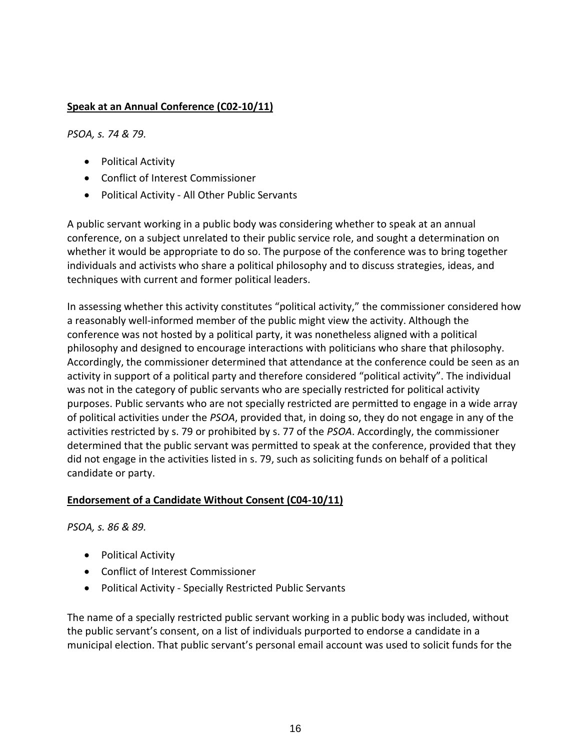**<u>Speak at an Annual Conference (C02-10/11)</u>**

*PSOA, s. 74 & 79.*

- Political Activity
- Conflict of Interest Commissioner
- Political Activity - All Other Public Servants

A public servant working in a public body was considering whether to speak at an annual conference, on a subject unrelated to their public service role, and sought a determination on whether it would be appropriate to do so. The purpose of the conference was to bring together individuals and activists who share a political philosophy and to discuss strategies, ideas, and techniques with current and former political leaders.

In assessing whether this activity constitutes "political activity," the commissioner considered how a reasonably well-informed member of the public might view the activity. Although the conference was not hosted by a political party, it was nonetheless aligned with a political philosophy and designed to encourage interactions with politicians who share that philosophy. Accordingly, the commissioner determined that attendance at the conference could be seen as an activity in support of a political party and therefore considered "political activity". The individual was not in the category of public servants who are specially restricted for political activity purposes. Public servants who are not specially restricted are permitted to engage in a wide array of political activities under the *PSOA*, provided that, in doing so, they do not engage in any of the activities restricted by s. 79 or prohibited by s. 77 of the *PSOA*. Accordingly, the commissioner determined that the public servant was permitted to speak at the conference, provided that they did not engage in the activities listed in s. 79, such as soliciting funds on behalf of a political candidate or party.

**<u>Endorsement of a Candidate Without Consent (C04-10/11)</u>**

*PSOA, s. 86 & 89.*

- Political Activity
- Conflict of Interest Commissioner
- Political Activity - Specially Restricted Public Servants

The name of a specially restricted public servant working in a public body was included, without the public servant's consent, on a list of individuals purported to endorse a candidate in a municipal election. That public servant's personal email account was used to solicit funds for the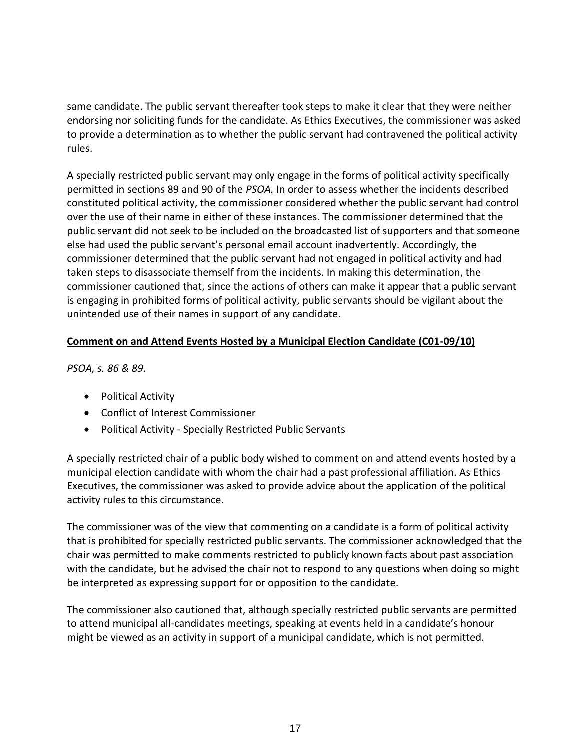same candidate. The public servant thereafter took steps to make it clear that they were neither endorsing nor soliciting funds for the candidate. As Ethics Executives, the commissioner was asked to provide a determination as to whether the public servant had contravened the political activity rules.

A specially restricted public servant may only engage in the forms of political activity specifically permitted in sections 89 and 90 of the *PSOA.* In order to assess whether the incidents described constituted political activity, the commissioner considered whether the public servant had control over the use of their name in either of these instances. The commissioner determined that the public servant did not seek to be included on the broadcasted list of supporters and that someone else had used the public servant's personal email account inadvertently. Accordingly, the commissioner determined that the public servant had not engaged in political activity and had taken steps to disassociate themself from the incidents. In making this determination, the commissioner cautioned that, since the actions of others can make it appear that a public servant is engaging in prohibited forms of political activity, public servants should be vigilant about the unintended use of their names in support of any candidate.

**Comment on and Attend Events Hosted by a Municipal Election Candidate (C01-09/10)**

*PSOA, s. 86 & 89.*

- Political Activity
- Conflict of Interest Commissioner
- Political Activity - Specially Restricted Public Servants

A specially restricted chair of a public body wished to comment on and attend events hosted by a municipal election candidate with whom the chair had a past professional affiliation. As Ethics Executives, the commissioner was asked to provide advice about the application of the political activity rules to this circumstance.

The commissioner was of the view that commenting on a candidate is a form of political activity that is prohibited for specially restricted public servants. The commissioner acknowledged that the chair was permitted to make comments restricted to publicly known facts about past association with the candidate, but he advised the chair not to respond to any questions when doing so might be interpreted as expressing support for or opposition to the candidate.

The commissioner also cautioned that, although specially restricted public servants are permitted to attend municipal all-candidates meetings, speaking at events held in a candidate's honour might be viewed as an activity in support of a municipal candidate, which is not permitted.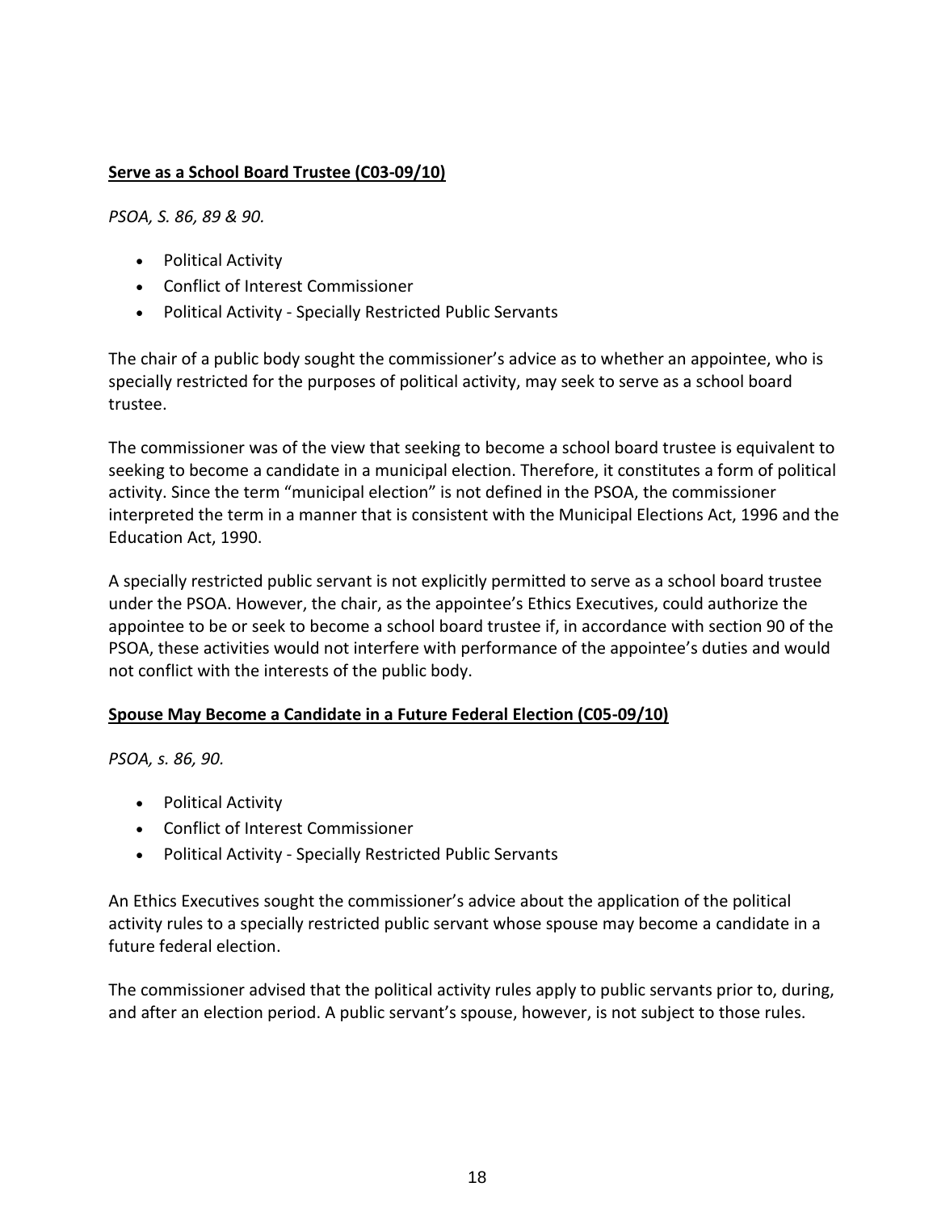**Serve as a School Board Trustee (C03-09/10)**

*PSOA, S. 86, 89 & 90.*

- Political Activity
- Conflict of Interest Commissioner
- Political Activity - Specially Restricted Public Servants

The chair of a public body sought the commissioner's advice as to whether an appointee, who is specially restricted for the purposes of political activity, may seek to serve as a school board trustee.

The commissioner was of the view that seeking to become a school board trustee is equivalent to seeking to become a candidate in a municipal election. Therefore, it constitutes a form of political activity. Since the term "municipal election" is not defined in the PSOA, the commissioner interpreted the term in a manner that is consistent with the Municipal Elections Act, 1996 and the Education Act, 1990.

A specially restricted public servant is not explicitly permitted to serve as a school board trustee under the PSOA. However, the chair, as the appointee's Ethics Executives, could authorize the appointee to be or seek to become a school board trustee if, in accordance with section 90 of the PSOA, these activities would not interfere with performance of the appointee's duties and would not conflict with the interests of the public body.

**Spouse May Become a Candidate in a Future Federal Election (C05-09/10)**

*PSOA, s. 86, 90.*

- Political Activity
- Conflict of Interest Commissioner
- Political Activity - Specially Restricted Public Servants

An Ethics Executives sought the commissioner's advice about the application of the political activity rules to a specially restricted public servant whose spouse may become a candidate in a future federal election.

The commissioner advised that the political activity rules apply to public servants prior to, during, and after an election period. A public servant's spouse, however, is not subject to those rules.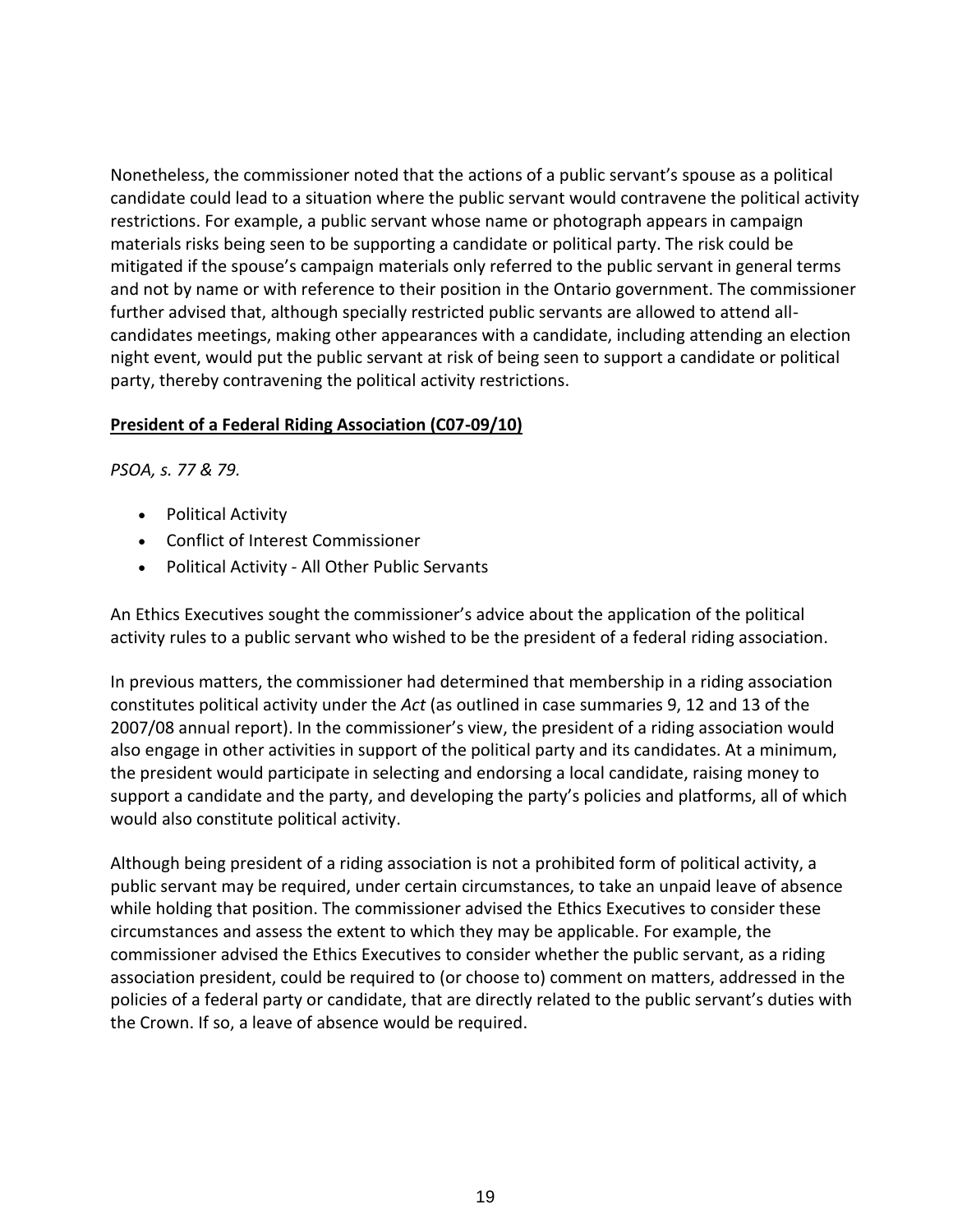Nonetheless, the commissioner noted that the actions of a public servant's spouse as a political candidate could lead to a situation where the public servant would contravene the political activity restrictions. For example, a public servant whose name or photograph appears in campaign materials risks being seen to be supporting a candidate or political party. The risk could be mitigated if the spouse's campaign materials only referred to the public servant in general terms and not by name or with reference to their position in the Ontario government. The commissioner further advised that, although specially restricted public servants are allowed to attend all-candidates meetings, making other appearances with a candidate, including attending an election night event, would put the public servant at risk of being seen to support a candidate or political party, thereby contravening the political activity restrictions.

**President of a Federal Riding Association (C07-09/10)**

*PSOA, s. 77 & 79.*

- Political Activity
- Conflict of Interest Commissioner
- Political Activity - All Other Public Servants

An Ethics Executives sought the commissioner's advice about the application of the political activity rules to a public servant who wished to be the president of a federal riding association.

In previous matters, the commissioner had determined that membership in a riding association constitutes political activity under the *Act* (as outlined in case summaries 9, 12 and 13 of the 2007/08 annual report). In the commissioner's view, the president of a riding association would also engage in other activities in support of the political party and its candidates. At a minimum, the president would participate in selecting and endorsing a local candidate, raising money to support a candidate and the party, and developing the party's policies and platforms, all of which would also constitute political activity.

Although being president of a riding association is not a prohibited form of political activity, a public servant may be required, under certain circumstances, to take an unpaid leave of absence while holding that position. The commissioner advised the Ethics Executives to consider these circumstances and assess the extent to which they may be applicable. For example, the commissioner advised the Ethics Executives to consider whether the public servant, as a riding association president, could be required to (or choose to) comment on matters, addressed in the policies of a federal party or candidate, that are directly related to the public servant's duties with the Crown. If so, a leave of absence would be required.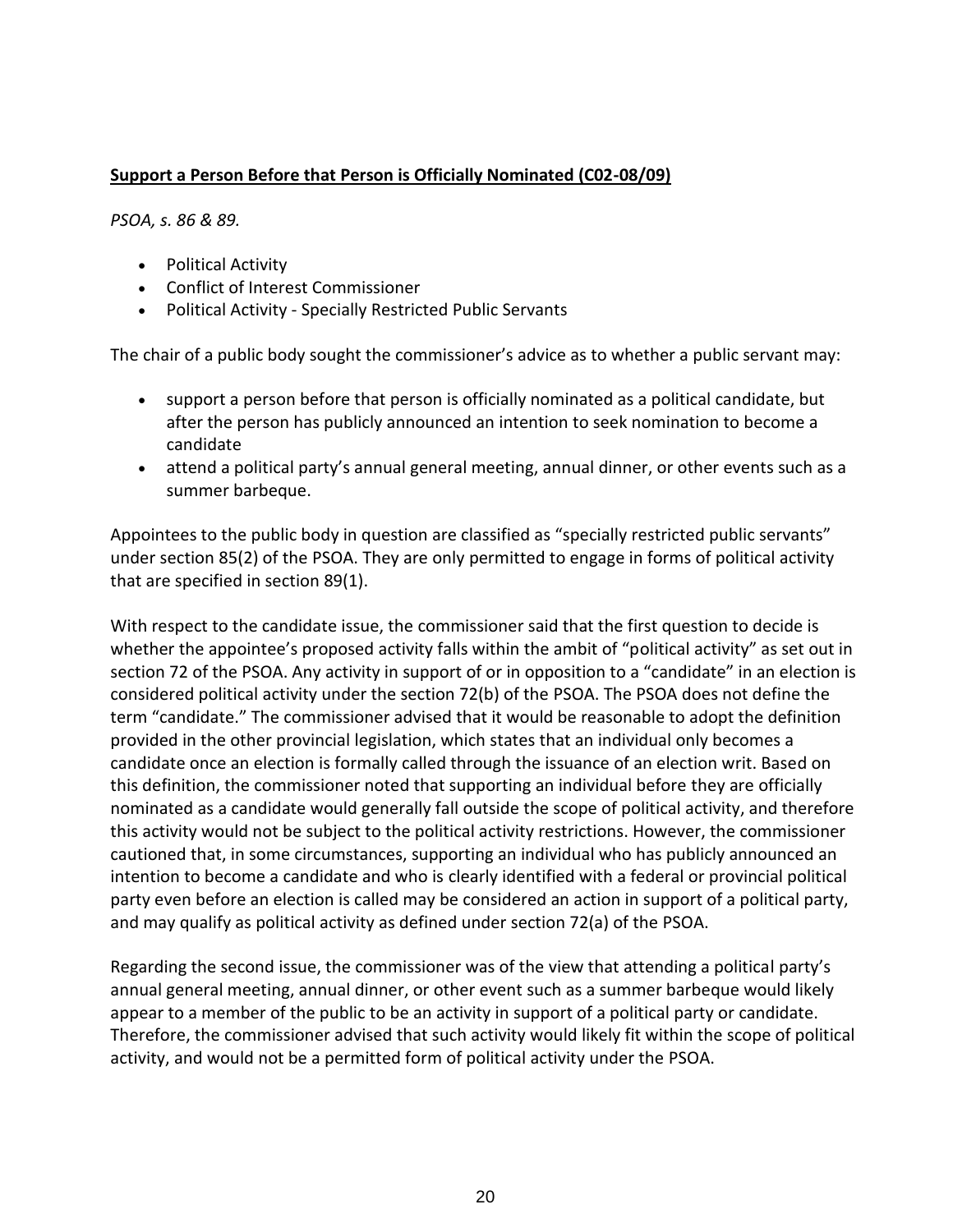## **Support a Person Before that Person is Officially Nominated (C02-08/09)**

*PSOA, s. 86 & 89.*

- Political Activity
- Conflict of Interest Commissioner
- Political Activity - Specially Restricted Public Servants

The chair of a public body sought the commissioner's advice as to whether a public servant may:

- support a person before that person is officially nominated as a political candidate, but after the person has publicly announced an intention to seek nomination to become a candidate
- attend a political party's annual general meeting, annual dinner, or other events such as a summer barbeque.

Appointees to the public body in question are classified as "specially restricted public servants" under section 85(2) of the PSOA. They are only permitted to engage in forms of political activity that are specified in section 89(1).

With respect to the candidate issue, the commissioner said that the first question to decide is whether the appointee's proposed activity falls within the ambit of "political activity" as set out in section 72 of the PSOA. Any activity in support of or in opposition to a "candidate" in an election is considered political activity under the section 72(b) of the PSOA. The PSOA does not define the term "candidate." The commissioner advised that it would be reasonable to adopt the definition provided in the other provincial legislation, which states that an individual only becomes a candidate once an election is formally called through the issuance of an election writ. Based on this definition, the commissioner noted that supporting an individual before they are officially nominated as a candidate would generally fall outside the scope of political activity, and therefore this activity would not be subject to the political activity restrictions. However, the commissioner cautioned that, in some circumstances, supporting an individual who has publicly announced an intention to become a candidate and who is clearly identified with a federal or provincial political party even before an election is called may be considered an action in support of a political party, and may qualify as political activity as defined under section 72(a) of the PSOA.

Regarding the second issue, the commissioner was of the view that attending a political party's annual general meeting, annual dinner, or other event such as a summer barbeque would likely appear to a member of the public to be an activity in support of a political party or candidate. Therefore, the commissioner advised that such activity would likely fit within the scope of political activity, and would not be a permitted form of political activity under the PSOA.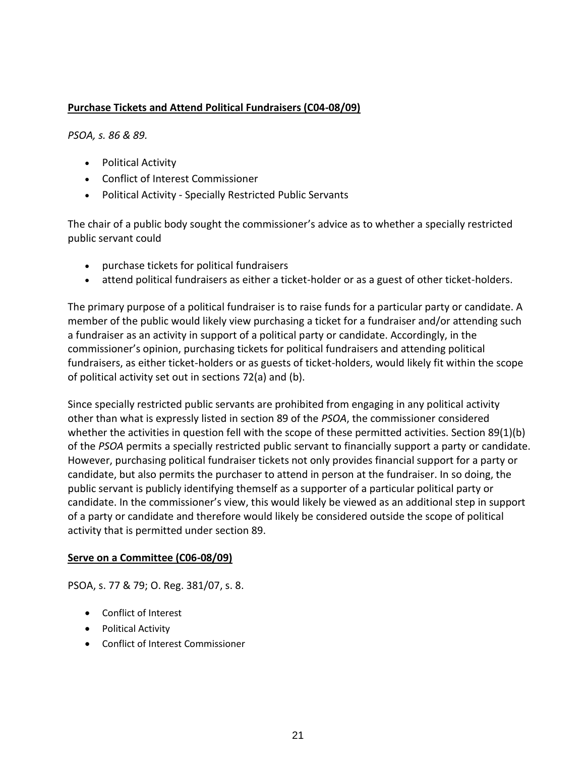**Purchase Tickets and Attend Political Fundraisers (C04-08/09)**

*PSOA, s. 86 & 89.*

- Political Activity
- Conflict of Interest Commissioner
- Political Activity - Specially Restricted Public Servants

The chair of a public body sought the commissioner's advice as to whether a specially restricted public servant could

- purchase tickets for political fundraisers
- attend political fundraisers as either a ticket-holder or as a guest of other ticket-holders.

The primary purpose of a political fundraiser is to raise funds for a particular party or candidate. A member of the public would likely view purchasing a ticket for a fundraiser and/or attending such a fundraiser as an activity in support of a political party or candidate. Accordingly, in the commissioner's opinion, purchasing tickets for political fundraisers and attending political fundraisers, as either ticket-holders or as guests of ticket-holders, would likely fit within the scope of political activity set out in sections 72(a) and (b).

Since specially restricted public servants are prohibited from engaging in any political activity other than what is expressly listed in section 89 of the *PSOA*, the commissioner considered whether the activities in question fell with the scope of these permitted activities. Section 89(1)(b) of the *PSOA* permits a specially restricted public servant to financially support a party or candidate. However, purchasing political fundraiser tickets not only provides financial support for a party or candidate, but also permits the purchaser to attend in person at the fundraiser. In so doing, the public servant is publicly identifying themself as a supporter of a particular political party or candidate. In the commissioner's view, this would likely be viewed as an additional step in support of a party or candidate and therefore would likely be considered outside the scope of political activity that is permitted under section 89.

**Serve on a Committee (C06-08/09)**

PSOA, s. 77 & 79; O. Reg. 381/07, s. 8.

- Conflict of Interest
- Political Activity
- Conflict of Interest Commissioner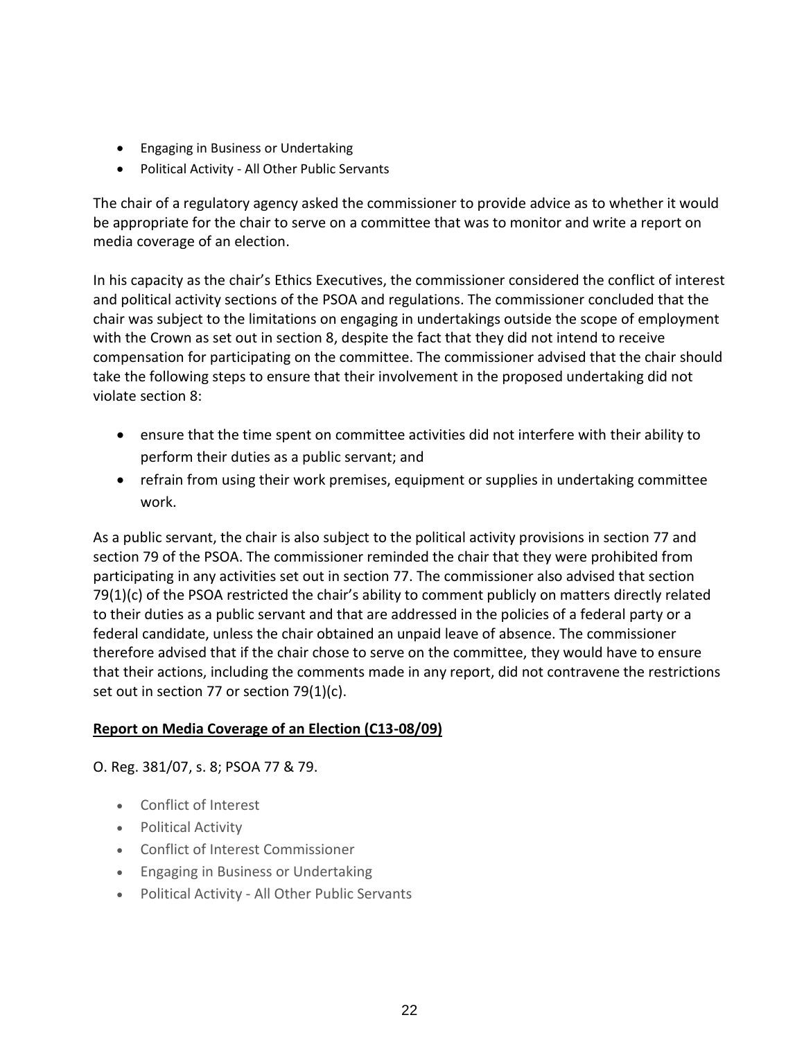- Engaging in Business or Undertaking
- Political Activity - All Other Public Servants

The chair of a regulatory agency asked the commissioner to provide advice as to whether it would be appropriate for the chair to serve on a committee that was to monitor and write a report on media coverage of an election.

In his capacity as the chair's Ethics Executives, the commissioner considered the conflict of interest and political activity sections of the PSOA and regulations. The commissioner concluded that the chair was subject to the limitations on engaging in undertakings outside the scope of employment with the Crown as set out in section 8, despite the fact that they did not intend to receive compensation for participating on the committee. The commissioner advised that the chair should take the following steps to ensure that their involvement in the proposed undertaking did not violate section 8:

- ensure that the time spent on committee activities did not interfere with their ability to perform their duties as a public servant; and
- refrain from using their work premises, equipment or supplies in undertaking committee work.

As a public servant, the chair is also subject to the political activity provisions in section 77 and section 79 of the PSOA. The commissioner reminded the chair that they were prohibited from participating in any activities set out in section 77. The commissioner also advised that section 79(1)(c) of the PSOA restricted the chair's ability to comment publicly on matters directly related to their duties as a public servant and that are addressed in the policies of a federal party or a federal candidate, unless the chair obtained an unpaid leave of absence. The commissioner therefore advised that if the chair chose to serve on the committee, they would have to ensure that their actions, including the comments made in any report, did not contravene the restrictions set out in section 77 or section 79(1)(c).

**Report on Media Coverage of an Election (C13-08/09)**

O. Reg. 381/07, s. 8; PSOA 77 & 79.

- Conflict of Interest
- Political Activity
- Conflict of Interest Commissioner
- Engaging in Business or Undertaking
- Political Activity - All Other Public Servants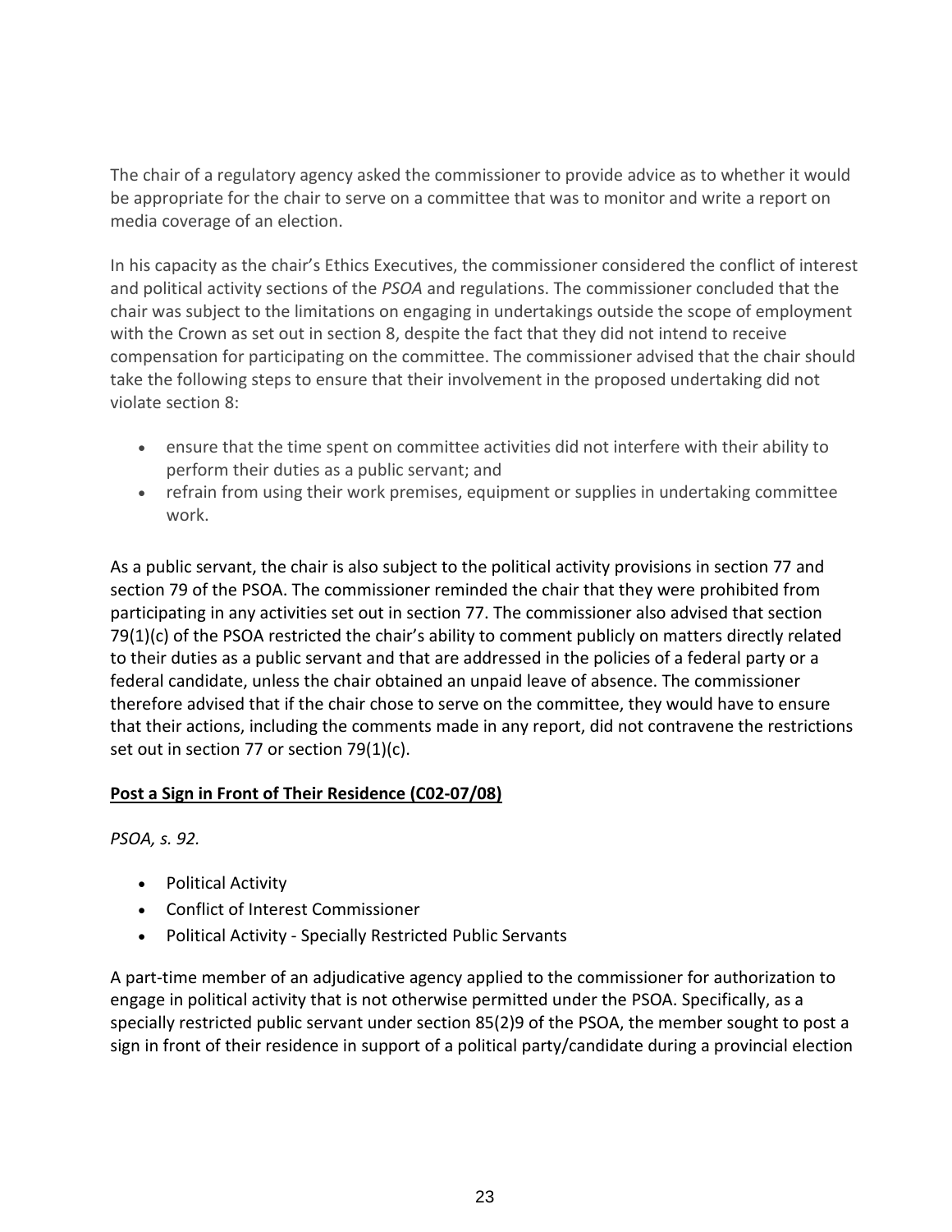The chair of a regulatory agency asked the commissioner to provide advice as to whether it would be appropriate for the chair to serve on a committee that was to monitor and write a report on media coverage of an election.

In his capacity as the chair's Ethics Executives, the commissioner considered the conflict of interest and political activity sections of the *PSOA* and regulations. The commissioner concluded that the chair was subject to the limitations on engaging in undertakings outside the scope of employment with the Crown as set out in section 8, despite the fact that they did not intend to receive compensation for participating on the committee. The commissioner advised that the chair should take the following steps to ensure that their involvement in the proposed undertaking did not violate section 8:

- ensure that the time spent on committee activities did not interfere with their ability to perform their duties as a public servant; and
- refrain from using their work premises, equipment or supplies in undertaking committee work.

As a public servant, the chair is also subject to the political activity provisions in section 77 and section 79 of the PSOA. The commissioner reminded the chair that they were prohibited from participating in any activities set out in section 77. The commissioner also advised that section 79(1)(c) of the PSOA restricted the chair's ability to comment publicly on matters directly related to their duties as a public servant and that are addressed in the policies of a federal party or a federal candidate, unless the chair obtained an unpaid leave of absence. The commissioner therefore advised that if the chair chose to serve on the committee, they would have to ensure that their actions, including the comments made in any report, did not contravene the restrictions set out in section 77 or section 79(1)(c).

**Post a Sign in Front of Their Residence (C02-07/08)**

*PSOA, s. 92.*

- Political Activity
- Conflict of Interest Commissioner
- Political Activity - Specially Restricted Public Servants

A part-time member of an adjudicative agency applied to the commissioner for authorization to engage in political activity that is not otherwise permitted under the PSOA. Specifically, as a specially restricted public servant under section 85(2)9 of the PSOA, the member sought to post a sign in front of their residence in support of a political party/candidate during a provincial election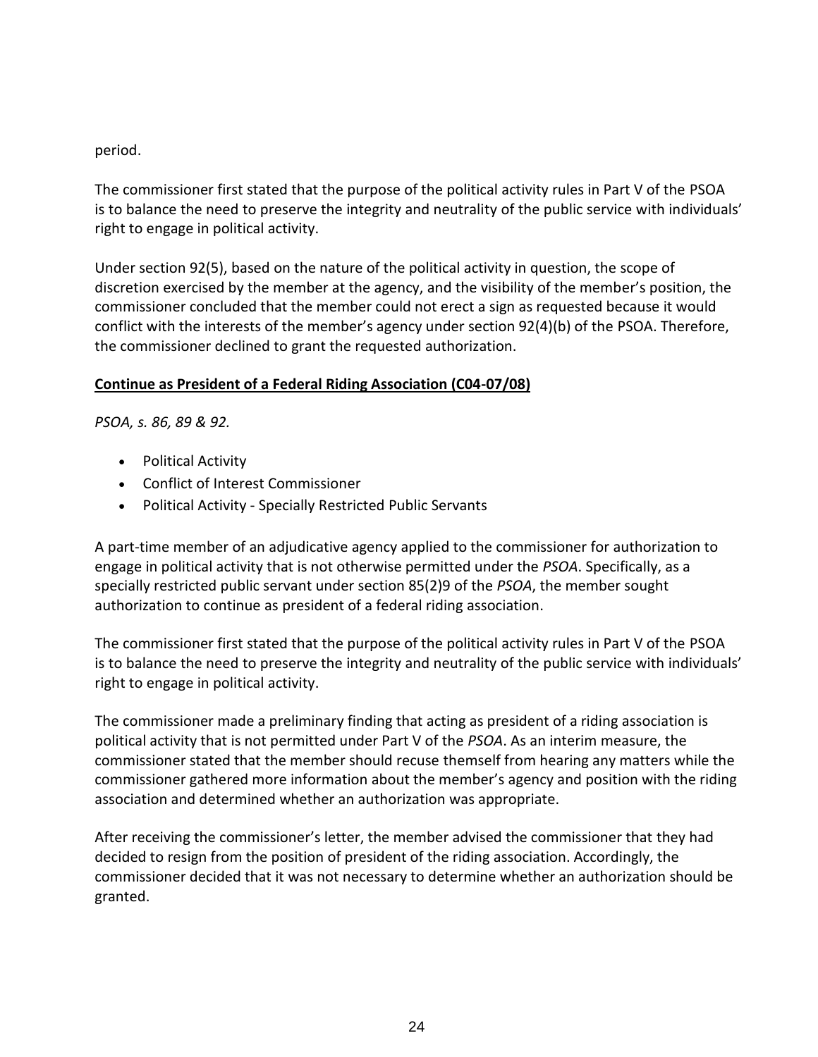period.

The commissioner first stated that the purpose of the political activity rules in Part V of the PSOA is to balance the need to preserve the integrity and neutrality of the public service with individuals' right to engage in political activity.

Under section 92(5), based on the nature of the political activity in question, the scope of discretion exercised by the member at the agency, and the visibility of the member's position, the commissioner concluded that the member could not erect a sign as requested because it would conflict with the interests of the member's agency under section 92(4)(b) of the PSOA. Therefore, the commissioner declined to grant the requested authorization.

### Continue as President of a Federal Riding Association (C04-07/08)

*PSOA, s. 86, 89 & 92.*

- Political Activity
- Conflict of Interest Commissioner
- Political Activity - Specially Restricted Public Servants

A part-time member of an adjudicative agency applied to the commissioner for authorization to engage in political activity that is not otherwise permitted under the *PSOA*. Specifically, as a specially restricted public servant under section 85(2)9 of the *PSOA*, the member sought authorization to continue as president of a federal riding association.

The commissioner first stated that the purpose of the political activity rules in Part V of the PSOA is to balance the need to preserve the integrity and neutrality of the public service with individuals' right to engage in political activity.

The commissioner made a preliminary finding that acting as president of a riding association is political activity that is not permitted under Part V of the *PSOA*. As an interim measure, the commissioner stated that the member should recuse themself from hearing any matters while the commissioner gathered more information about the member's agency and position with the riding association and determined whether an authorization was appropriate.

After receiving the commissioner's letter, the member advised the commissioner that they had decided to resign from the position of president of the riding association. Accordingly, the commissioner decided that it was not necessary to determine whether an authorization should be granted.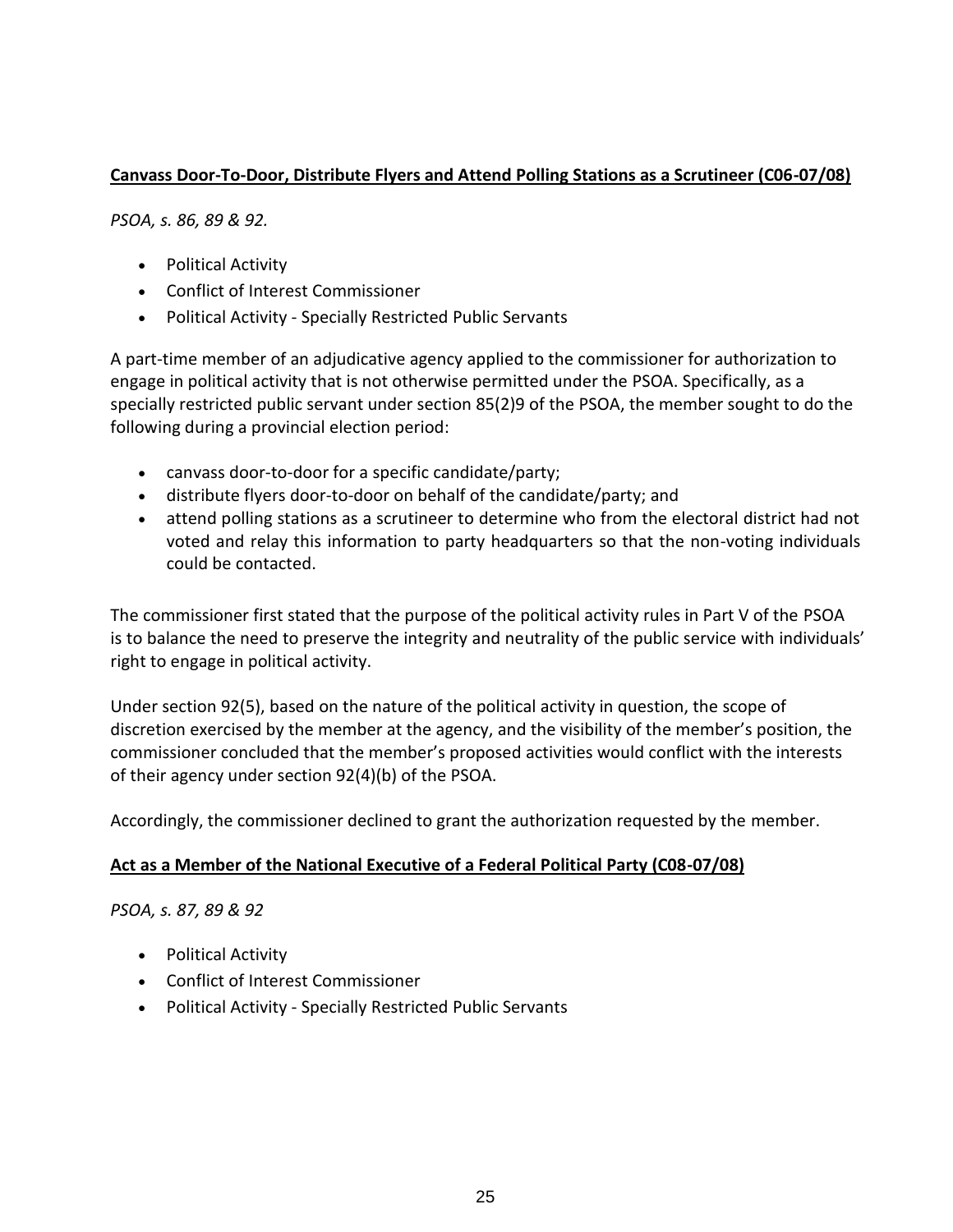**Canvass Door-To-Door, Distribute Flyers and Attend Polling Stations as a Scrutineer (C06-07/08)**

*PSOA, s. 86, 89 & 92.*

- Political Activity
- Conflict of Interest Commissioner
- Political Activity - Specially Restricted Public Servants

A part-time member of an adjudicative agency applied to the commissioner for authorization to engage in political activity that is not otherwise permitted under the PSOA. Specifically, as a specially restricted public servant under section 85(2)9 of the PSOA, the member sought to do the following during a provincial election period:

- canvass door-to-door for a specific candidate/party;
- distribute flyers door-to-door on behalf of the candidate/party; and
- attend polling stations as a scrutineer to determine who from the electoral district had not voted and relay this information to party headquarters so that the non-voting individuals could be contacted.

The commissioner first stated that the purpose of the political activity rules in Part V of the PSOA is to balance the need to preserve the integrity and neutrality of the public service with individuals' right to engage in political activity.

Under section 92(5), based on the nature of the political activity in question, the scope of discretion exercised by the member at the agency, and the visibility of the member's position, the commissioner concluded that the member's proposed activities would conflict with the interests of their agency under section 92(4)(b) of the PSOA.

Accordingly, the commissioner declined to grant the authorization requested by the member.

**Act as a Member of the National Executive of a Federal Political Party (C08-07/08)**

*PSOA, s. 87, 89 & 92*

- Political Activity
- Conflict of Interest Commissioner
- Political Activity - Specially Restricted Public Servants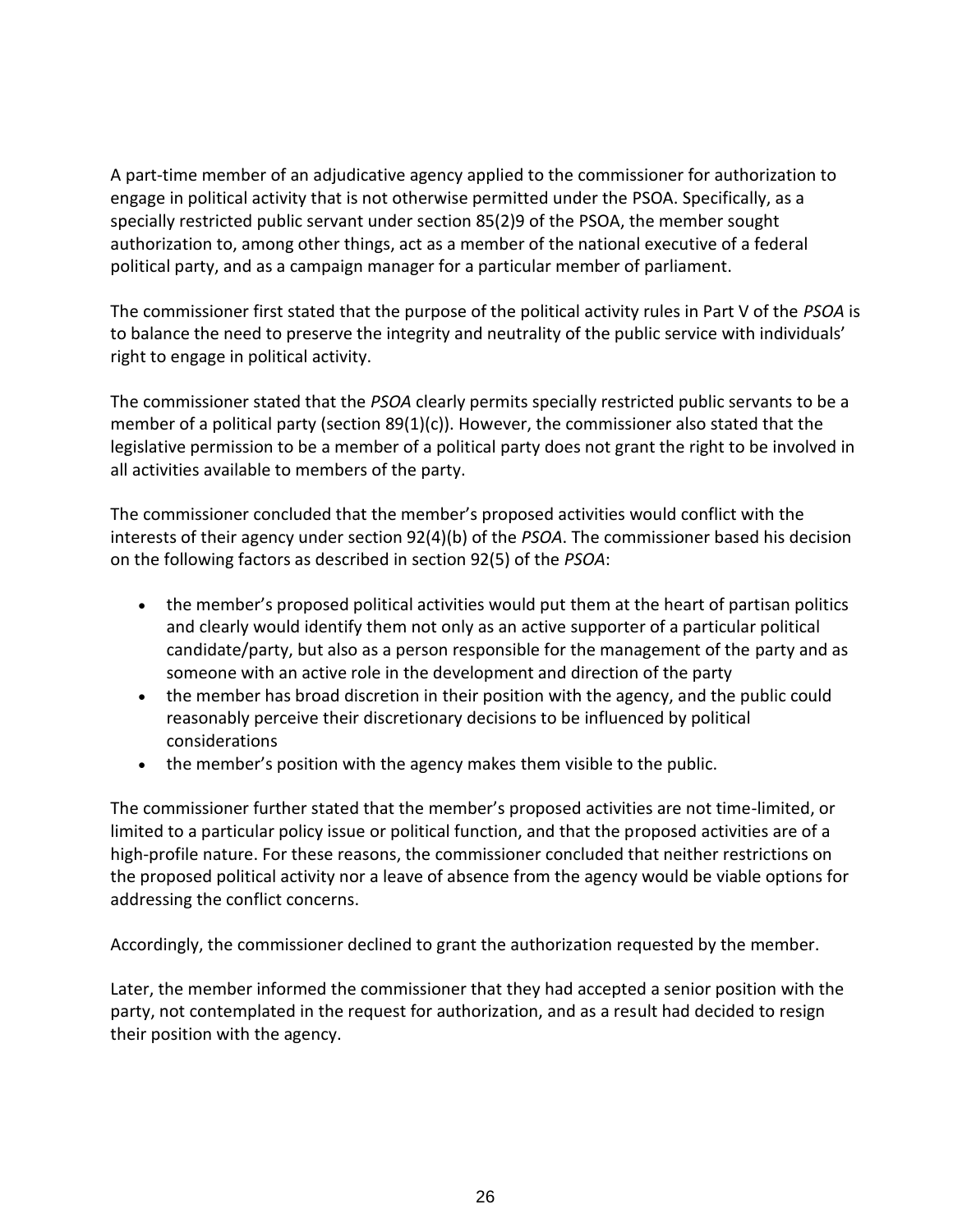A part-time member of an adjudicative agency applied to the commissioner for authorization to engage in political activity that is not otherwise permitted under the PSOA. Specifically, as a specially restricted public servant under section 85(2)9 of the PSOA, the member sought authorization to, among other things, act as a member of the national executive of a federal political party, and as a campaign manager for a particular member of parliament.

The commissioner first stated that the purpose of the political activity rules in Part V of the *PSOA* is to balance the need to preserve the integrity and neutrality of the public service with individuals' right to engage in political activity.

The commissioner stated that the *PSOA* clearly permits specially restricted public servants to be a member of a political party (section 89(1)(c)). However, the commissioner also stated that the legislative permission to be a member of a political party does not grant the right to be involved in all activities available to members of the party.

The commissioner concluded that the member's proposed activities would conflict with the interests of their agency under section 92(4)(b) of the *PSOA*. The commissioner based his decision on the following factors as described in section 92(5) of the *PSOA*:

- the member's proposed political activities would put them at the heart of partisan politics and clearly would identify them not only as an active supporter of a particular political candidate/party, but also as a person responsible for the management of the party and as someone with an active role in the development and direction of the party
- the member has broad discretion in their position with the agency, and the public could reasonably perceive their discretionary decisions to be influenced by political considerations
- the member's position with the agency makes them visible to the public.

The commissioner further stated that the member's proposed activities are not time-limited, or limited to a particular policy issue or political function, and that the proposed activities are of a high-profile nature. For these reasons, the commissioner concluded that neither restrictions on the proposed political activity nor a leave of absence from the agency would be viable options for addressing the conflict concerns.

Accordingly, the commissioner declined to grant the authorization requested by the member.

Later, the member informed the commissioner that they had accepted a senior position with the party, not contemplated in the request for authorization, and as a result had decided to resign their position with the agency.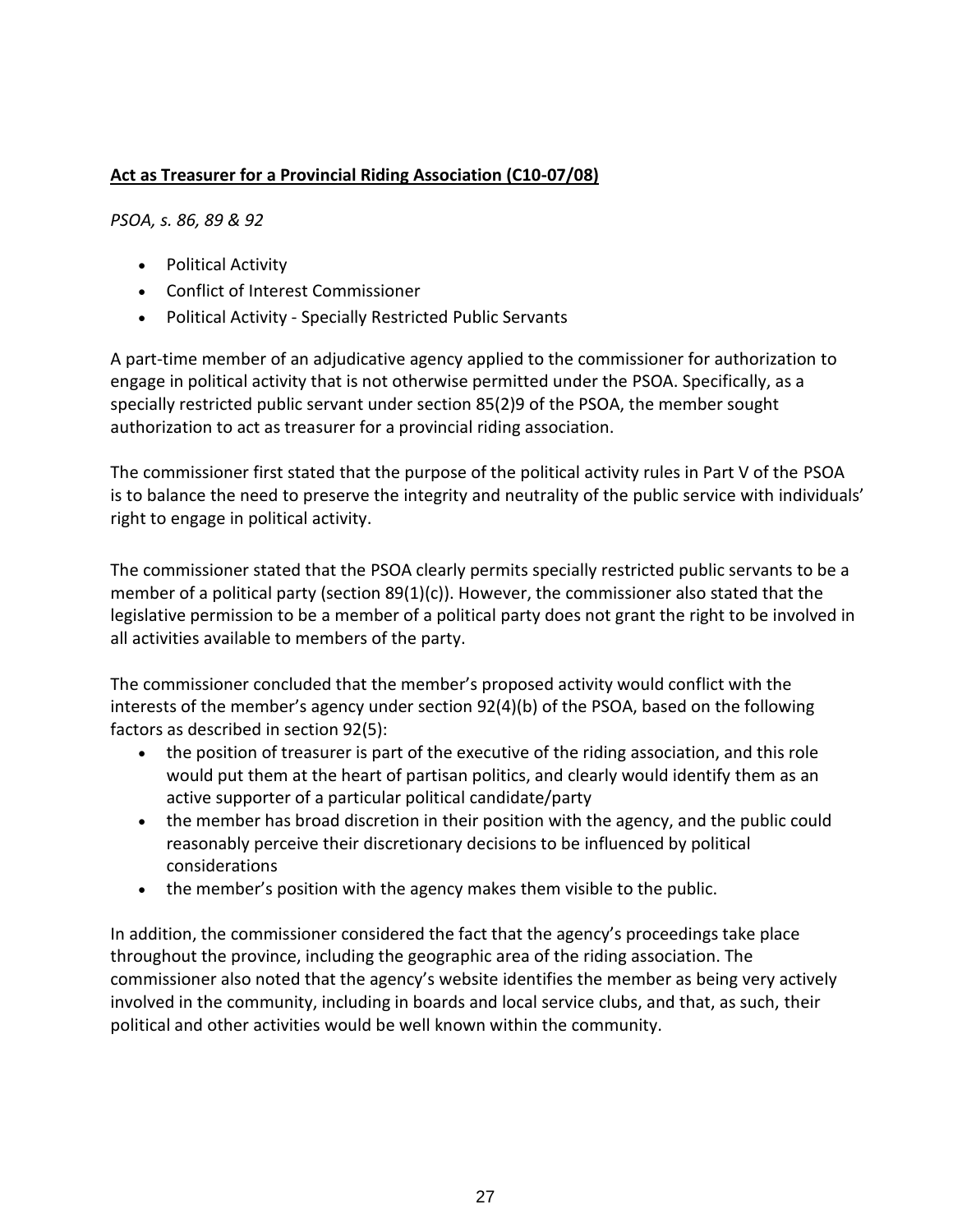**Act as Treasurer for a Provincial Riding Association (C10-07/08)**

*PSOA, s. 86, 89 & 92*

- Political Activity
- Conflict of Interest Commissioner
- Political Activity - Specially Restricted Public Servants

A part-time member of an adjudicative agency applied to the commissioner for authorization to engage in political activity that is not otherwise permitted under the PSOA. Specifically, as a specially restricted public servant under section 85(2)9 of the PSOA, the member sought authorization to act as treasurer for a provincial riding association.

The commissioner first stated that the purpose of the political activity rules in Part V of the PSOA is to balance the need to preserve the integrity and neutrality of the public service with individuals' right to engage in political activity.

The commissioner stated that the PSOA clearly permits specially restricted public servants to be a member of a political party (section 89(1)(c)). However, the commissioner also stated that the legislative permission to be a member of a political party does not grant the right to be involved in all activities available to members of the party.

The commissioner concluded that the member's proposed activity would conflict with the interests of the member's agency under section 92(4)(b) of the PSOA, based on the following factors as described in section 92(5):

- the position of treasurer is part of the executive of the riding association, and this role would put them at the heart of partisan politics, and clearly would identify them as an active supporter of a particular political candidate/party
- the member has broad discretion in their position with the agency, and the public could reasonably perceive their discretionary decisions to be influenced by political considerations
- the member's position with the agency makes them visible to the public.

In addition, the commissioner considered the fact that the agency's proceedings take place throughout the province, including the geographic area of the riding association. The commissioner also noted that the agency's website identifies the member as being very actively involved in the community, including in boards and local service clubs, and that, as such, their political and other activities would be well known within the community.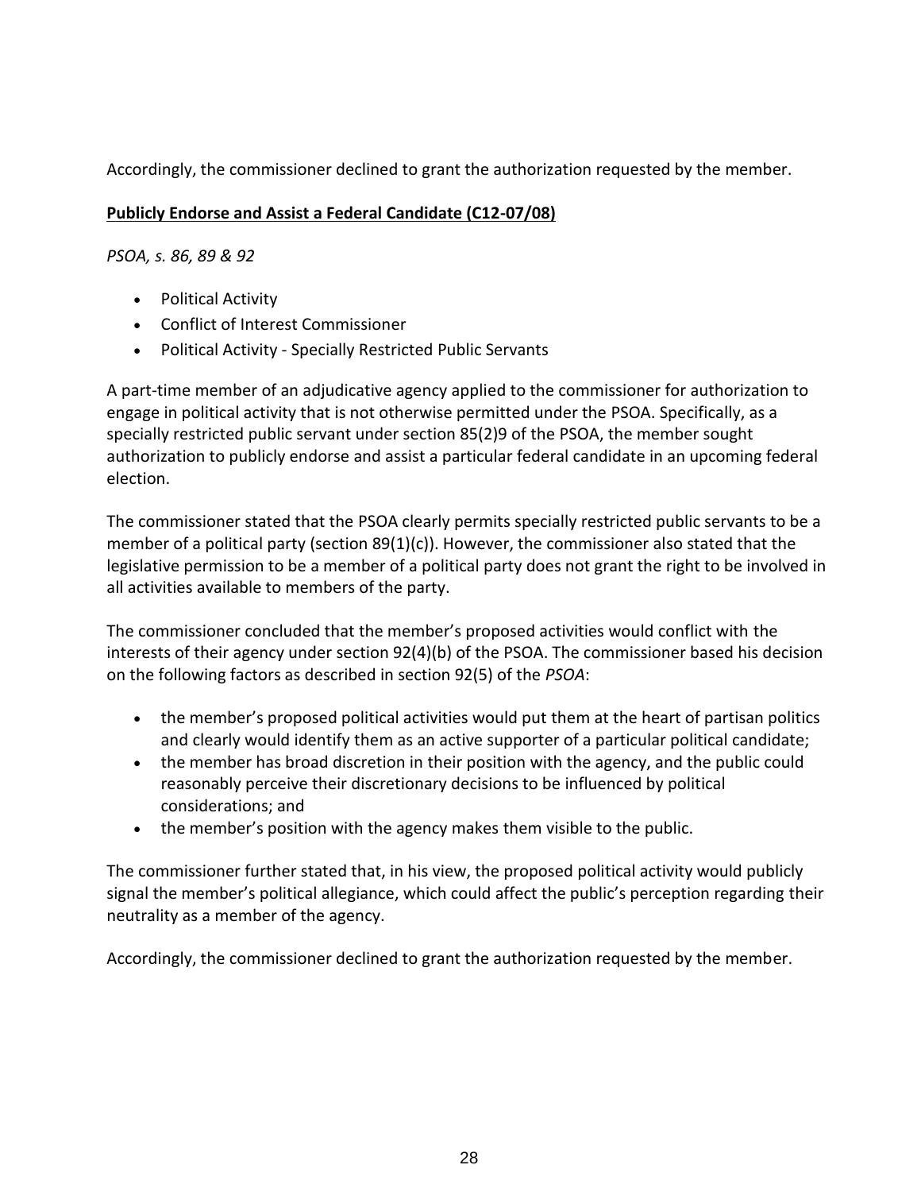Accordingly, the commissioner declined to grant the authorization requested by the member.

## **Publicly Endorse and Assist a Federal Candidate (C12-07/08)**

*PSOA, s. 86, 89 & 92*

- Political Activity
- Conflict of Interest Commissioner
- Political Activity - Specially Restricted Public Servants

A part-time member of an adjudicative agency applied to the commissioner for authorization to engage in political activity that is not otherwise permitted under the PSOA. Specifically, as a specially restricted public servant under section 85(2)9 of the PSOA, the member sought authorization to publicly endorse and assist a particular federal candidate in an upcoming federal election.

The commissioner stated that the PSOA clearly permits specially restricted public servants to be a member of a political party (section 89(1)(c)). However, the commissioner also stated that the legislative permission to be a member of a political party does not grant the right to be involved in all activities available to members of the party.

The commissioner concluded that the member's proposed activities would conflict with the interests of their agency under section 92(4)(b) of the PSOA. The commissioner based his decision on the following factors as described in section 92(5) of the *PSOA*:

- the member's proposed political activities would put them at the heart of partisan politics and clearly would identify them as an active supporter of a particular political candidate;
- the member has broad discretion in their position with the agency, and the public could reasonably perceive their discretionary decisions to be influenced by political considerations; and
- the member's position with the agency makes them visible to the public.

The commissioner further stated that, in his view, the proposed political activity would publicly signal the member's political allegiance, which could affect the public's perception regarding their neutrality as a member of the agency.

Accordingly, the commissioner declined to grant the authorization requested by the member.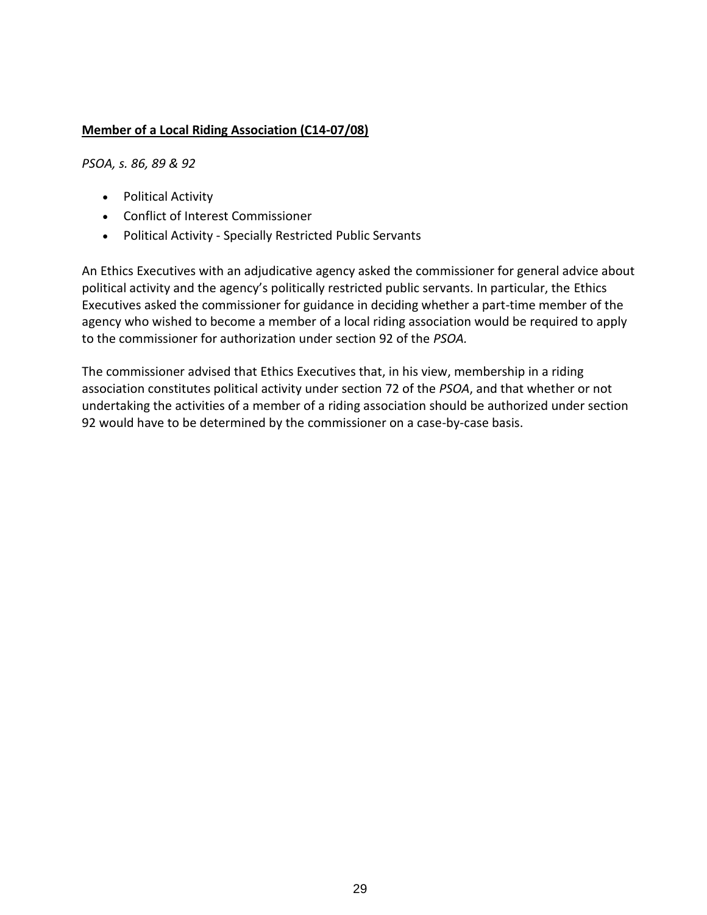**<u>Member of a Local Riding Association (C14-07/08)</u>**

*PSOA, s. 86, 89 & 92*

- Political Activity
- Conflict of Interest Commissioner
- Political Activity - Specially Restricted Public Servants

An Ethics Executives with an adjudicative agency asked the commissioner for general advice about political activity and the agency's politically restricted public servants. In particular, the Ethics Executives asked the commissioner for guidance in deciding whether a part-time member of the agency who wished to become a member of a local riding association would be required to apply to the commissioner for authorization under section 92 of the *PSOA.*

The commissioner advised that Ethics Executives that, in his view, membership in a riding association constitutes political activity under section 72 of the *PSOA*, and that whether or not undertaking the activities of a member of a riding association should be authorized under section 92 would have to be determined by the commissioner on a case-by-case basis.